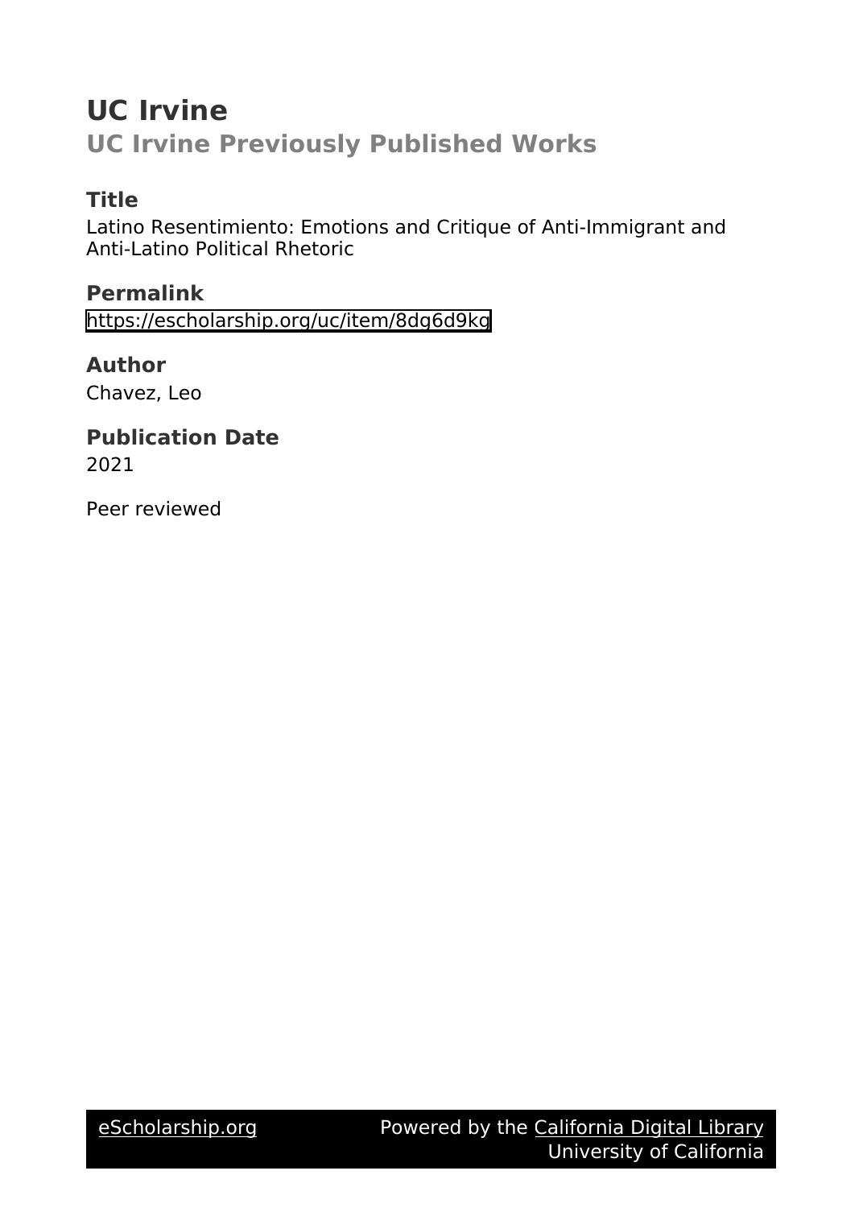# UC Irvine

## UC Irvine Previously Published Works

### Title

Latino Resentimiento: Emotions and Critique of Anti-Immigrant and Anti-Latino Political Rhetoric

### Permalink

https://escholarship.org/uc/item/8dg6d9kg

### Author

Chavez, Leo

### Publication Date

2021

Peer reviewed

eScholarship.org Powered by the California Digital Library University of California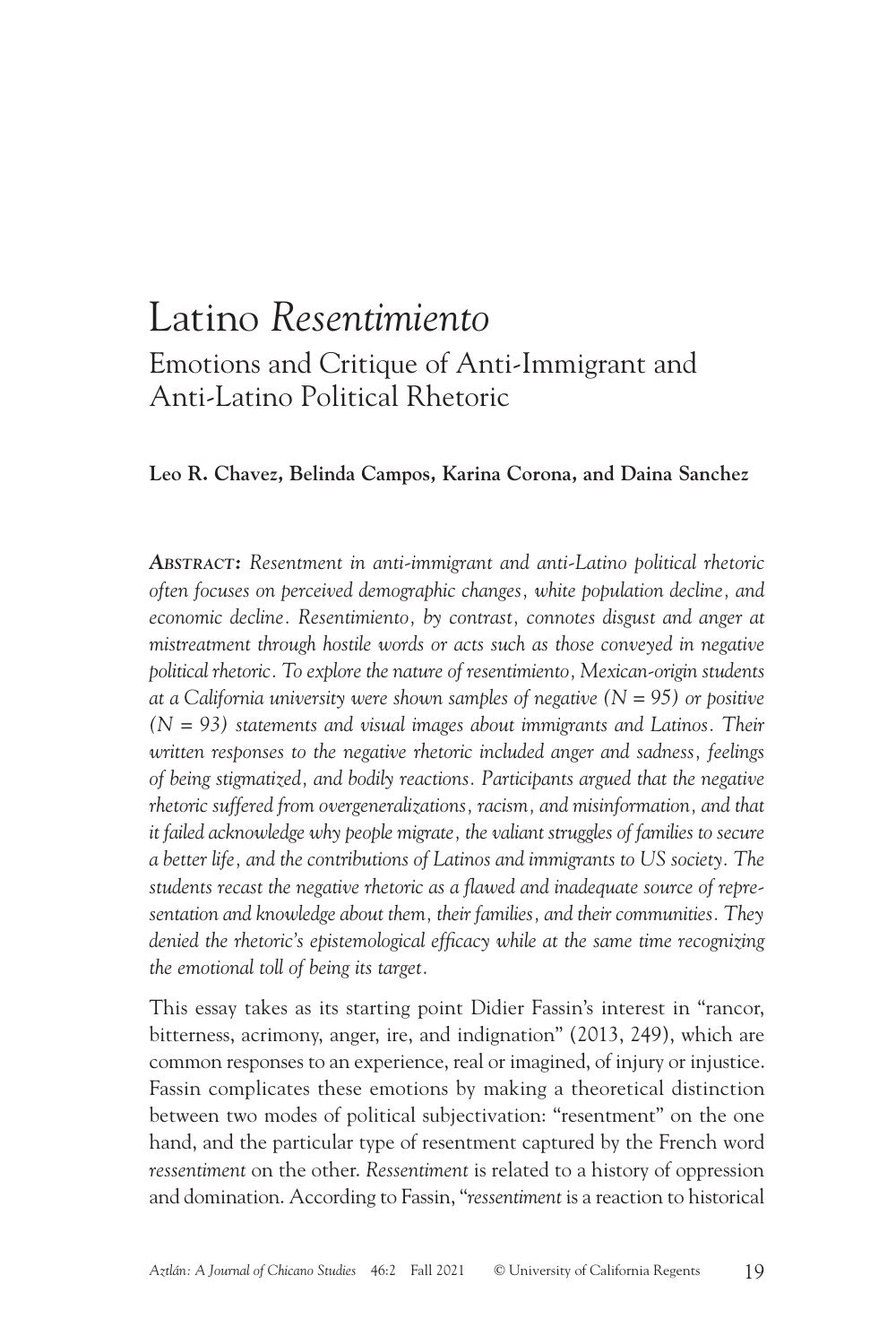# Latino *Resentimiento*

## Emotions and Critique of Anti-Immigrant and Anti-Latino Political Rhetoric

**Leo R. Chavez, Belinda Campos, Karina Corona, and Daina Sanchez**

**Abstract:** *Resentment in anti-immigrant and anti-Latino political rhetoric often focuses on perceived demographic changes, white population decline, and economic decline. Resentimiento, by contrast, connotes disgust and anger at mistreatment through hostile words or acts such as those conveyed in negative political rhetoric. To explore the nature of resentimiento, Mexican-origin students at a California university were shown samples of negative (N = 95) or positive (N = 93) statements and visual images about immigrants and Latinos. Their written responses to the negative rhetoric included anger and sadness, feelings of being stigmatized, and bodily reactions. Participants argued that the negative rhetoric suffered from overgeneralizations, racism, and misinformation, and that it failed acknowledge why people migrate, the valiant struggles of families to secure a better life, and the contributions of Latinos and immigrants to US society. The students recast the negative rhetoric as a flawed and inadequate source of representation and knowledge about them, their families, and their communities. They denied the rhetoric's epistemological efficacy while at the same time recognizing the emotional toll of being its target.*

This essay takes as its starting point Didier Fassin's interest in "rancor, bitterness, acrimony, anger, ire, and indignation" (2013, 249), which are common responses to an experience, real or imagined, of injury or injustice. Fassin complicates these emotions by making a theoretical distinction between two modes of political subjectivation: "resentment" on the one hand, and the particular type of resentment captured by the French word *ressentiment* on the other. *Ressentiment* is related to a history of oppression and domination. According to Fassin, "*ressentiment* is a reaction to historical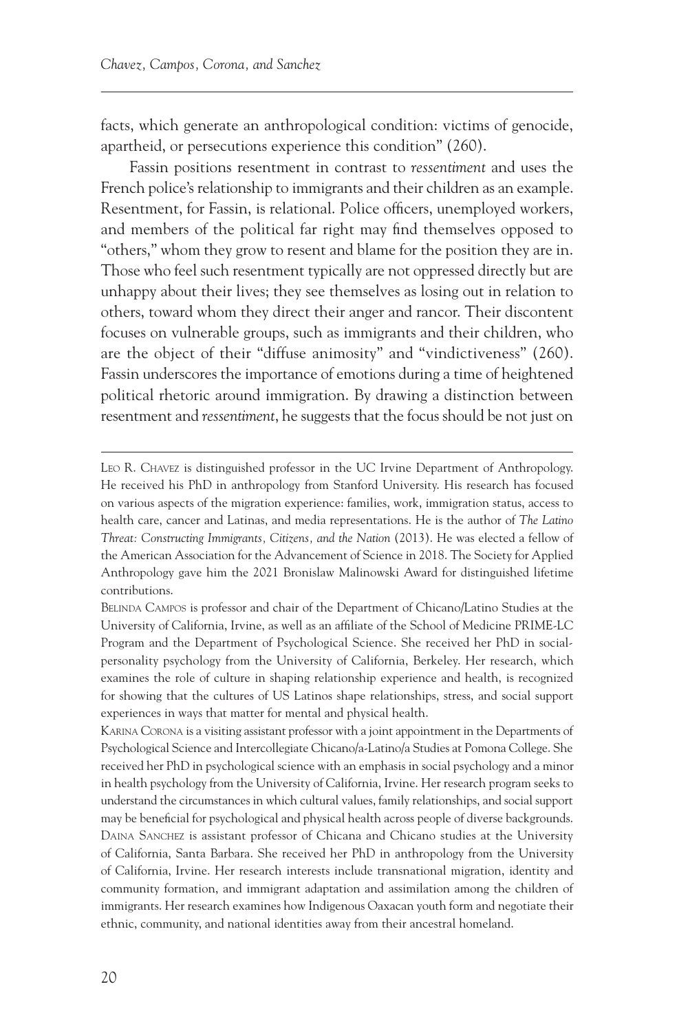facts, which generate an anthropological condition: victims of genocide, apartheid, or persecutions experience this condition" (260).

Fassin positions resentment in contrast to *ressentiment* and uses the French police's relationship to immigrants and their children as an example. Resentment, for Fassin, is relational. Police officers, unemployed workers, and members of the political far right may find themselves opposed to "others," whom they grow to resent and blame for the position they are in. Those who feel such resentment typically are not oppressed directly but are unhappy about their lives; they see themselves as losing out in relation to others, toward whom they direct their anger and rancor. Their discontent focuses on vulnerable groups, such as immigrants and their children, who are the object of their "diffuse animosity" and "vindictiveness" (260). Fassin underscores the importance of emotions during a time of heightened political rhetoric around immigration. By drawing a distinction between resentment and *ressentiment*, he suggests that the focus should be not just on

---

Leo R. Chavez is distinguished professor in the UC Irvine Department of Anthropology. He received his PhD in anthropology from Stanford University. His research has focused on various aspects of the migration experience: families, work, immigration status, access to health care, cancer and Latinas, and media representations. He is the author of *The Latino Threat: Constructing Immigrants, Citizens, and the Nation* (2013). He was elected a fellow of the American Association for the Advancement of Science in 2018. The Society for Applied Anthropology gave him the 2021 Bronislaw Malinowski Award for distinguished lifetime contributions.

Belinda Campos is professor and chair of the Department of Chicano/Latino Studies at the University of California, Irvine, as well as an affiliate of the School of Medicine PRIME-LC Program and the Department of Psychological Science. She received her PhD in social-personality psychology from the University of California, Berkeley. Her research, which examines the role of culture in shaping relationship experience and health, is recognized for showing that the cultures of US Latinos shape relationships, stress, and social support experiences in ways that matter for mental and physical health.

Karina Corona is a visiting assistant professor with a joint appointment in the Departments of Psychological Science and Intercollegiate Chicano/a-Latino/a Studies at Pomona College. She received her PhD in psychological science with an emphasis in social psychology and a minor in health psychology from the University of California, Irvine. Her research program seeks to understand the circumstances in which cultural values, family relationships, and social support may be beneficial for psychological and physical health across people of diverse backgrounds.

Daina Sanchez is assistant professor of Chicana and Chicano studies at the University of California, Santa Barbara. She received her PhD in anthropology from the University of California, Irvine. Her research interests include transnational migration, identity and community formation, and immigrant adaptation and assimilation among the children of immigrants. Her research examines how Indigenous Oaxacan youth form and negotiate their ethnic, community, and national identities away from their ancestral homeland.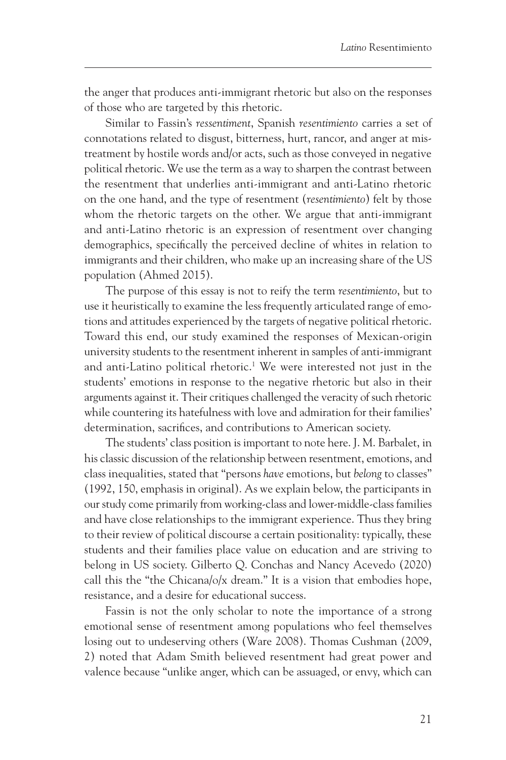the anger that produces anti-immigrant rhetoric but also on the responses of those who are targeted by this rhetoric.

Similar to Fassin's *ressentiment*, Spanish *resentimiento* carries a set of connotations related to disgust, bitterness, hurt, rancor, and anger at mistreatment by hostile words and/or acts, such as those conveyed in negative political rhetoric. We use the term as a way to sharpen the contrast between the resentment that underlies anti-immigrant and anti-Latino rhetoric on the one hand, and the type of resentment (*resentimiento*) felt by those whom the rhetoric targets on the other. We argue that anti-immigrant and anti-Latino rhetoric is an expression of resentment over changing demographics, specifically the perceived decline of whites in relation to immigrants and their children, who make up an increasing share of the US population (Ahmed 2015).

The purpose of this essay is not to reify the term *resentimiento*, but to use it heuristically to examine the less frequently articulated range of emotions and attitudes experienced by the targets of negative political rhetoric. Toward this end, our study examined the responses of Mexican-origin university students to the resentment inherent in samples of anti-immigrant and anti-Latino political rhetoric.[1] We were interested not just in the students' emotions in response to the negative rhetoric but also in their arguments against it. Their critiques challenged the veracity of such rhetoric while countering its hatefulness with love and admiration for their families' determination, sacrifices, and contributions to American society.

The students' class position is important to note here. J. M. Barbalet, in his classic discussion of the relationship between resentment, emotions, and class inequalities, stated that "persons *have* emotions, but *belong* to classes" (1992, 150, emphasis in original). As we explain below, the participants in our study come primarily from working-class and lower-middle-class families and have close relationships to the immigrant experience. Thus they bring to their review of political discourse a certain positionality: typically, these students and their families place value on education and are striving to belong in US society. Gilberto Q. Conchas and Nancy Acevedo (2020) call this the "the Chicana/o/x dream." It is a vision that embodies hope, resistance, and a desire for educational success.

Fassin is not the only scholar to note the importance of a strong emotional sense of resentment among populations who feel themselves losing out to undeserving others (Ware 2008). Thomas Cushman (2009, 2) noted that Adam Smith believed resentment had great power and valence because "unlike anger, which can be assuaged, or envy, which can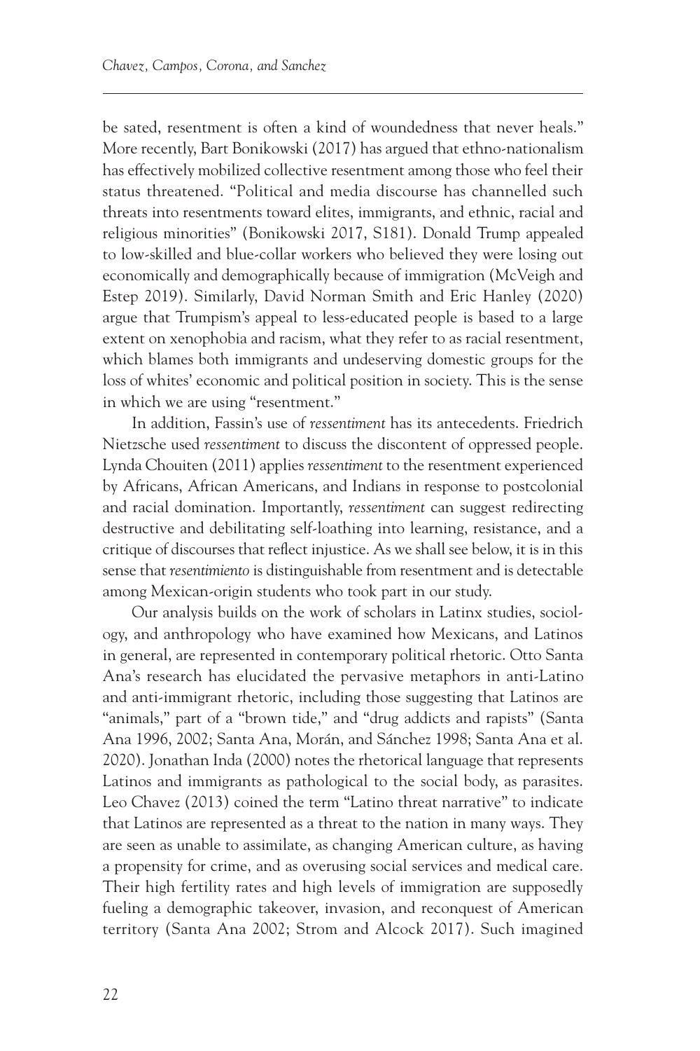be sated, resentment is often a kind of woundedness that never heals." More recently, Bart Bonikowski (2017) has argued that ethno-nationalism has effectively mobilized collective resentment among those who feel their status threatened. "Political and media discourse has channelled such threats into resentments toward elites, immigrants, and ethnic, racial and religious minorities" (Bonikowski 2017, S181). Donald Trump appealed to low-skilled and blue-collar workers who believed they were losing out economically and demographically because of immigration (McVeigh and Estep 2019). Similarly, David Norman Smith and Eric Hanley (2020) argue that Trumpism's appeal to less-educated people is based to a large extent on xenophobia and racism, what they refer to as racial resentment, which blames both immigrants and undeserving domestic groups for the loss of whites' economic and political position in society. This is the sense in which we are using "resentment."

In addition, Fassin's use of *ressentiment* has its antecedents. Friedrich Nietzsche used *ressentiment* to discuss the discontent of oppressed people. Lynda Chouiten (2011) applies *ressentiment* to the resentment experienced by Africans, African Americans, and Indians in response to postcolonial and racial domination. Importantly, *ressentiment* can suggest redirecting destructive and debilitating self-loathing into learning, resistance, and a critique of discourses that reflect injustice. As we shall see below, it is in this sense that *resentimiento* is distinguishable from resentment and is detectable among Mexican-origin students who took part in our study.

Our analysis builds on the work of scholars in Latinx studies, sociology, and anthropology who have examined how Mexicans, and Latinos in general, are represented in contemporary political rhetoric. Otto Santa Ana's research has elucidated the pervasive metaphors in anti-Latino and anti-immigrant rhetoric, including those suggesting that Latinos are "animals," part of a "brown tide," and "drug addicts and rapists" (Santa Ana 1996, 2002; Santa Ana, Morán, and Sánchez 1998; Santa Ana et al. 2020). Jonathan Inda (2000) notes the rhetorical language that represents Latinos and immigrants as pathological to the social body, as parasites. Leo Chavez (2013) coined the term "Latino threat narrative" to indicate that Latinos are represented as a threat to the nation in many ways. They are seen as unable to assimilate, as changing American culture, as having a propensity for crime, and as overusing social services and medical care. Their high fertility rates and high levels of immigration are supposedly fueling a demographic takeover, invasion, and reconquest of American territory (Santa Ana 2002; Strom and Alcock 2017). Such imagined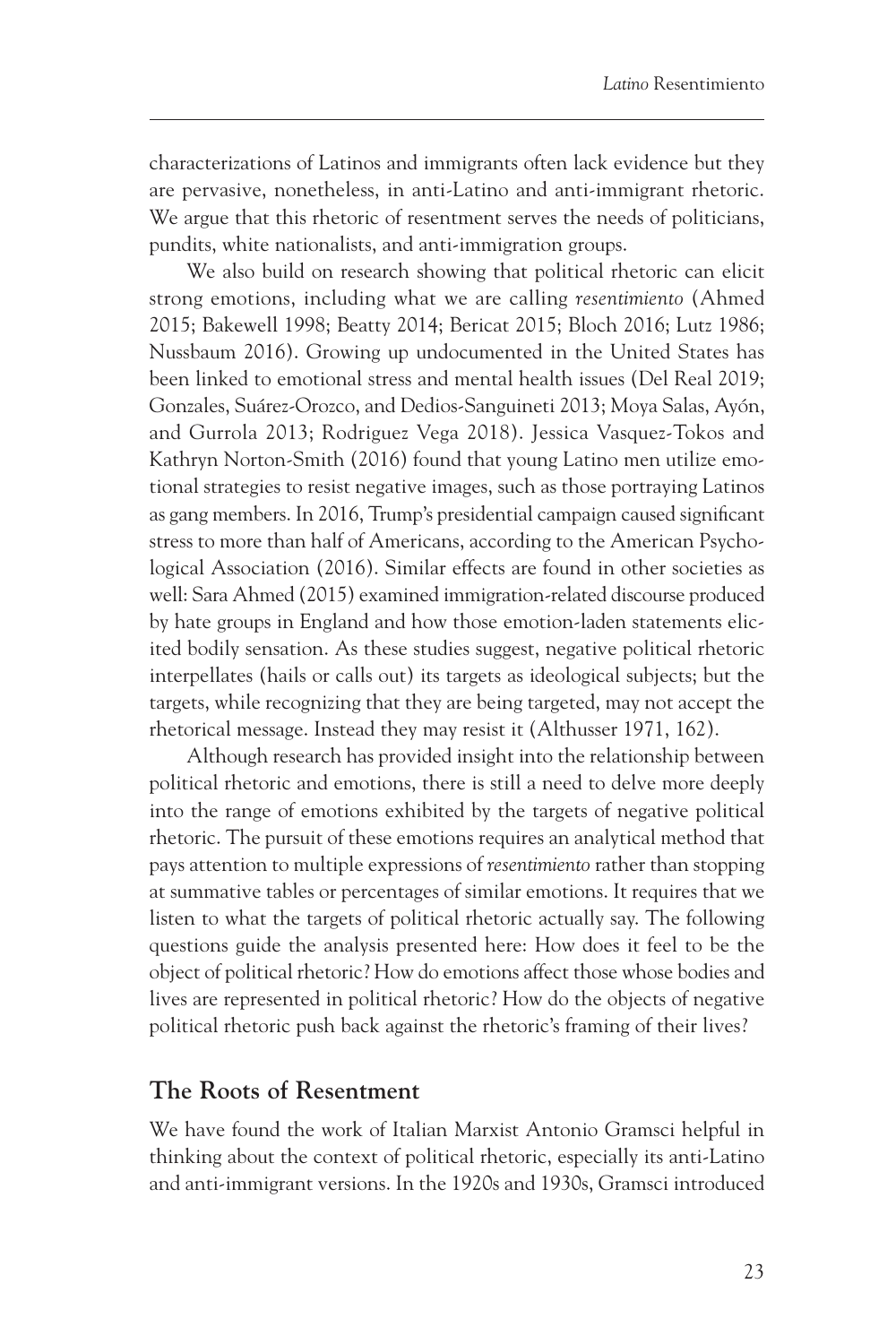characterizations of Latinos and immigrants often lack evidence but they are pervasive, nonetheless, in anti-Latino and anti-immigrant rhetoric. We argue that this rhetoric of resentment serves the needs of politicians, pundits, white nationalists, and anti-immigration groups.

We also build on research showing that political rhetoric can elicit strong emotions, including what we are calling *resentimiento* (Ahmed 2015; Bakewell 1998; Beatty 2014; Bericat 2015; Bloch 2016; Lutz 1986; Nussbaum 2016). Growing up undocumented in the United States has been linked to emotional stress and mental health issues (Del Real 2019; Gonzales, Suárez-Orozco, and Dedios-Sanguineti 2013; Moya Salas, Ayón, and Gurrola 2013; Rodriguez Vega 2018). Jessica Vasquez-Tokos and Kathryn Norton-Smith (2016) found that young Latino men utilize emotional strategies to resist negative images, such as those portraying Latinos as gang members. In 2016, Trump's presidential campaign caused significant stress to more than half of Americans, according to the American Psychological Association (2016). Similar effects are found in other societies as well: Sara Ahmed (2015) examined immigration-related discourse produced by hate groups in England and how those emotion-laden statements elicited bodily sensation. As these studies suggest, negative political rhetoric interpellates (hails or calls out) its targets as ideological subjects; but the targets, while recognizing that they are being targeted, may not accept the rhetorical message. Instead they may resist it (Althusser 1971, 162).

Although research has provided insight into the relationship between political rhetoric and emotions, there is still a need to delve more deeply into the range of emotions exhibited by the targets of negative political rhetoric. The pursuit of these emotions requires an analytical method that pays attention to multiple expressions of *resentimiento* rather than stopping at summative tables or percentages of similar emotions. It requires that we listen to what the targets of political rhetoric actually say. The following questions guide the analysis presented here: How does it feel to be the object of political rhetoric? How do emotions affect those whose bodies and lives are represented in political rhetoric? How do the objects of negative political rhetoric push back against the rhetoric's framing of their lives?

## The Roots of Resentment

We have found the work of Italian Marxist Antonio Gramsci helpful in thinking about the context of political rhetoric, especially its anti-Latino and anti-immigrant versions. In the 1920s and 1930s, Gramsci introduced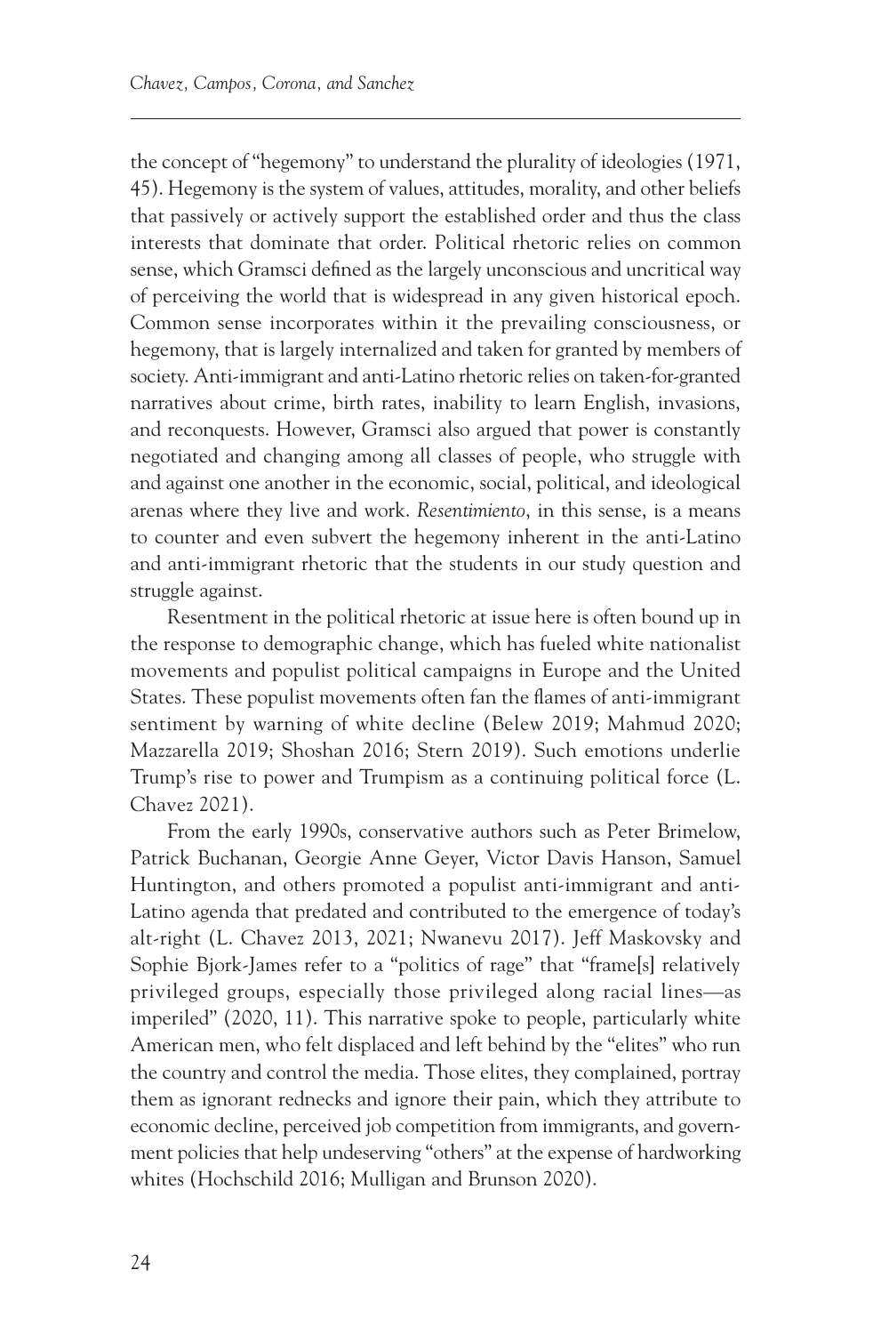the concept of "hegemony" to understand the plurality of ideologies (1971, 45). Hegemony is the system of values, attitudes, morality, and other beliefs that passively or actively support the established order and thus the class interests that dominate that order. Political rhetoric relies on common sense, which Gramsci defined as the largely unconscious and uncritical way of perceiving the world that is widespread in any given historical epoch. Common sense incorporates within it the prevailing consciousness, or hegemony, that is largely internalized and taken for granted by members of society. Anti-immigrant and anti-Latino rhetoric relies on taken-for-granted narratives about crime, birth rates, inability to learn English, invasions, and reconquests. However, Gramsci also argued that power is constantly negotiated and changing among all classes of people, who struggle with and against one another in the economic, social, political, and ideological arenas where they live and work. *Resentimiento*, in this sense, is a means to counter and even subvert the hegemony inherent in the anti-Latino and anti-immigrant rhetoric that the students in our study question and struggle against.

Resentment in the political rhetoric at issue here is often bound up in the response to demographic change, which has fueled white nationalist movements and populist political campaigns in Europe and the United States. These populist movements often fan the flames of anti-immigrant sentiment by warning of white decline (Belew 2019; Mahmud 2020; Mazzarella 2019; Shoshan 2016; Stern 2019). Such emotions underlie Trump's rise to power and Trumpism as a continuing political force (L. Chavez 2021).

From the early 1990s, conservative authors such as Peter Brimelow, Patrick Buchanan, Georgie Anne Geyer, Victor Davis Hanson, Samuel Huntington, and others promoted a populist anti-immigrant and anti-Latino agenda that predated and contributed to the emergence of today's alt-right (L. Chavez 2013, 2021; Nwanevu 2017). Jeff Maskovsky and Sophie Bjork-James refer to a "politics of rage" that "frame[s] relatively privileged groups, especially those privileged along racial lines—as imperiled" (2020, 11). This narrative spoke to people, particularly white American men, who felt displaced and left behind by the "elites" who run the country and control the media. Those elites, they complained, portray them as ignorant rednecks and ignore their pain, which they attribute to economic decline, perceived job competition from immigrants, and government policies that help undeserving "others" at the expense of hardworking whites (Hochschild 2016; Mulligan and Brunson 2020).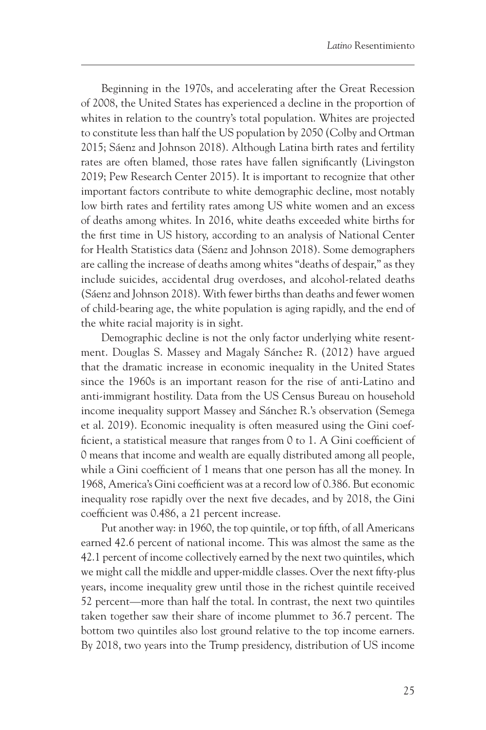Beginning in the 1970s, and accelerating after the Great Recession of 2008, the United States has experienced a decline in the proportion of whites in relation to the country's total population. Whites are projected to constitute less than half the US population by 2050 (Colby and Ortman 2015; Sáenz and Johnson 2018). Although Latina birth rates and fertility rates are often blamed, those rates have fallen significantly (Livingston 2019; Pew Research Center 2015). It is important to recognize that other important factors contribute to white demographic decline, most notably low birth rates and fertility rates among US white women and an excess of deaths among whites. In 2016, white deaths exceeded white births for the first time in US history, according to an analysis of National Center for Health Statistics data (Sáenz and Johnson 2018). Some demographers are calling the increase of deaths among whites "deaths of despair," as they include suicides, accidental drug overdoses, and alcohol-related deaths (Sáenz and Johnson 2018). With fewer births than deaths and fewer women of child-bearing age, the white population is aging rapidly, and the end of the white racial majority is in sight.

Demographic decline is not the only factor underlying white resentment. Douglas S. Massey and Magaly Sánchez R. (2012) have argued that the dramatic increase in economic inequality in the United States since the 1960s is an important reason for the rise of anti-Latino and anti-immigrant hostility. Data from the US Census Bureau on household income inequality support Massey and Sánchez R.'s observation (Semega et al. 2019). Economic inequality is often measured using the Gini coefficient, a statistical measure that ranges from 0 to 1. A Gini coefficient of 0 means that income and wealth are equally distributed among all people, while a Gini coefficient of 1 means that one person has all the money. In 1968, America's Gini coefficient was at a record low of 0.386. But economic inequality rose rapidly over the next five decades, and by 2018, the Gini coefficient was 0.486, a 21 percent increase.

Put another way: in 1960, the top quintile, or top fifth, of all Americans earned 42.6 percent of national income. This was almost the same as the 42.1 percent of income collectively earned by the next two quintiles, which we might call the middle and upper-middle classes. Over the next fifty-plus years, income inequality grew until those in the richest quintile received 52 percent—more than half the total. In contrast, the next two quintiles taken together saw their share of income plummet to 36.7 percent. The bottom two quintiles also lost ground relative to the top income earners. By 2018, two years into the Trump presidency, distribution of US income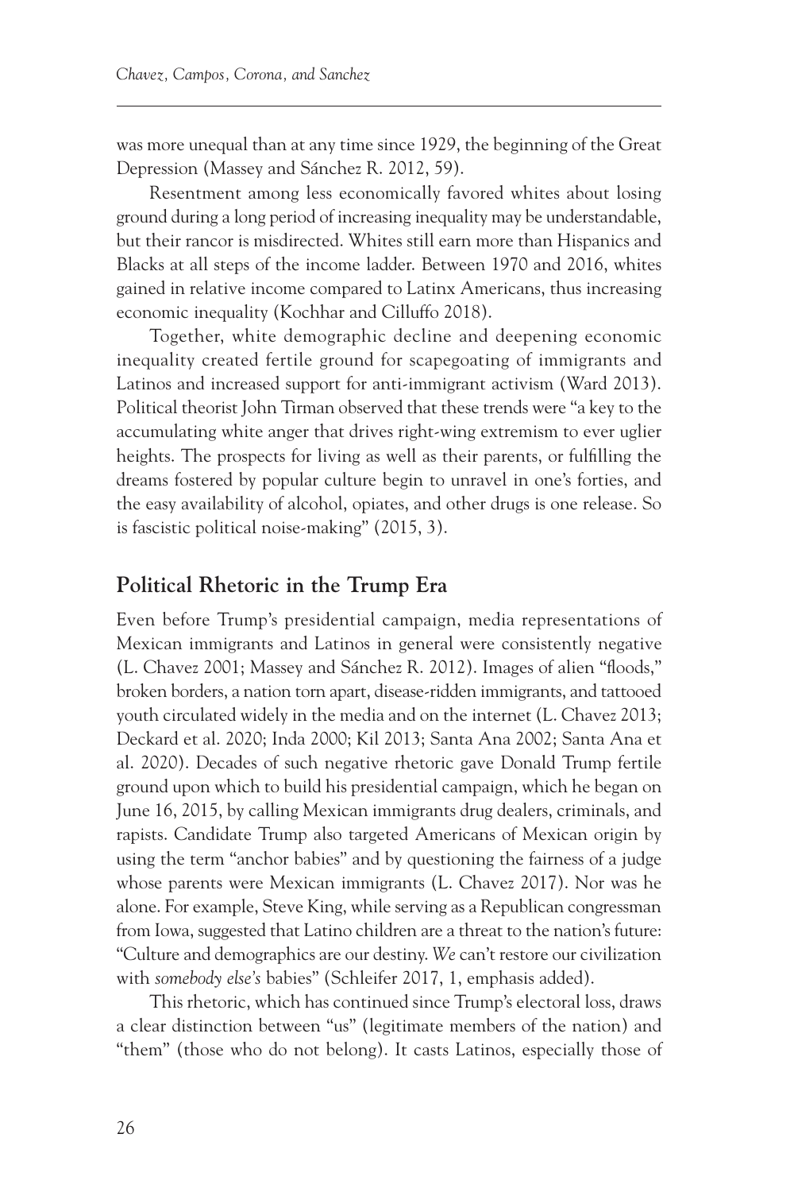was more unequal than at any time since 1929, the beginning of the Great Depression (Massey and Sánchez R. 2012, 59).

Resentment among less economically favored whites about losing ground during a long period of increasing inequality may be understandable, but their rancor is misdirected. Whites still earn more than Hispanics and Blacks at all steps of the income ladder. Between 1970 and 2016, whites gained in relative income compared to Latinx Americans, thus increasing economic inequality (Kochhar and Cilluffo 2018).

Together, white demographic decline and deepening economic inequality created fertile ground for scapegoating of immigrants and Latinos and increased support for anti-immigrant activism (Ward 2013). Political theorist John Tirman observed that these trends were "a key to the accumulating white anger that drives right-wing extremism to ever uglier heights. The prospects for living as well as their parents, or fulfilling the dreams fostered by popular culture begin to unravel in one's forties, and the easy availability of alcohol, opiates, and other drugs is one release. So is fascistic political noise-making" (2015, 3).

## Political Rhetoric in the Trump Era

Even before Trump's presidential campaign, media representations of Mexican immigrants and Latinos in general were consistently negative (L. Chavez 2001; Massey and Sánchez R. 2012). Images of alien "floods," broken borders, a nation torn apart, disease-ridden immigrants, and tattooed youth circulated widely in the media and on the internet (L. Chavez 2013; Deckard et al. 2020; Inda 2000; Kil 2013; Santa Ana 2002; Santa Ana et al. 2020). Decades of such negative rhetoric gave Donald Trump fertile ground upon which to build his presidential campaign, which he began on June 16, 2015, by calling Mexican immigrants drug dealers, criminals, and rapists. Candidate Trump also targeted Americans of Mexican origin by using the term "anchor babies" and by questioning the fairness of a judge whose parents were Mexican immigrants (L. Chavez 2017). Nor was he alone. For example, Steve King, while serving as a Republican congressman from Iowa, suggested that Latino children are a threat to the nation's future: "Culture and demographics are our destiny. *We* can't restore our civilization with *somebody else's* babies" (Schleifer 2017, 1, emphasis added).

This rhetoric, which has continued since Trump's electoral loss, draws a clear distinction between "us" (legitimate members of the nation) and "them" (those who do not belong). It casts Latinos, especially those of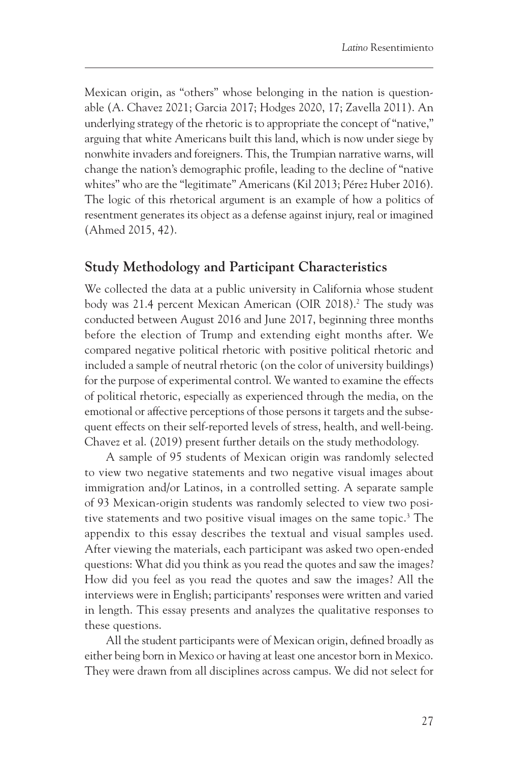Mexican origin, as "others" whose belonging in the nation is questionable (A. Chavez 2021; Garcia 2017; Hodges 2020, 17; Zavella 2011). An underlying strategy of the rhetoric is to appropriate the concept of "native," arguing that white Americans built this land, which is now under siege by nonwhite invaders and foreigners. This, the Trumpian narrative warns, will change the nation's demographic profile, leading to the decline of "native whites" who are the "legitimate" Americans (Kil 2013; Pérez Huber 2016). The logic of this rhetorical argument is an example of how a politics of resentment generates its object as a defense against injury, real or imagined (Ahmed 2015, 42).

## Study Methodology and Participant Characteristics

We collected the data at a public university in California whose student body was 21.4 percent Mexican American (OIR 2018).[2] The study was conducted between August 2016 and June 2017, beginning three months before the election of Trump and extending eight months after. We compared negative political rhetoric with positive political rhetoric and included a sample of neutral rhetoric (on the color of university buildings) for the purpose of experimental control. We wanted to examine the effects of political rhetoric, especially as experienced through the media, on the emotional or affective perceptions of those persons it targets and the subsequent effects on their self-reported levels of stress, health, and well-being. Chavez et al. (2019) present further details on the study methodology.

A sample of 95 students of Mexican origin was randomly selected to view two negative statements and two negative visual images about immigration and/or Latinos, in a controlled setting. A separate sample of 93 Mexican-origin students was randomly selected to view two positive statements and two positive visual images on the same topic.[3] The appendix to this essay describes the textual and visual samples used. After viewing the materials, each participant was asked two open-ended questions: What did you think as you read the quotes and saw the images? How did you feel as you read the quotes and saw the images? All the interviews were in English; participants' responses were written and varied in length. This essay presents and analyzes the qualitative responses to these questions.

All the student participants were of Mexican origin, defined broadly as either being born in Mexico or having at least one ancestor born in Mexico. They were drawn from all disciplines across campus. We did not select for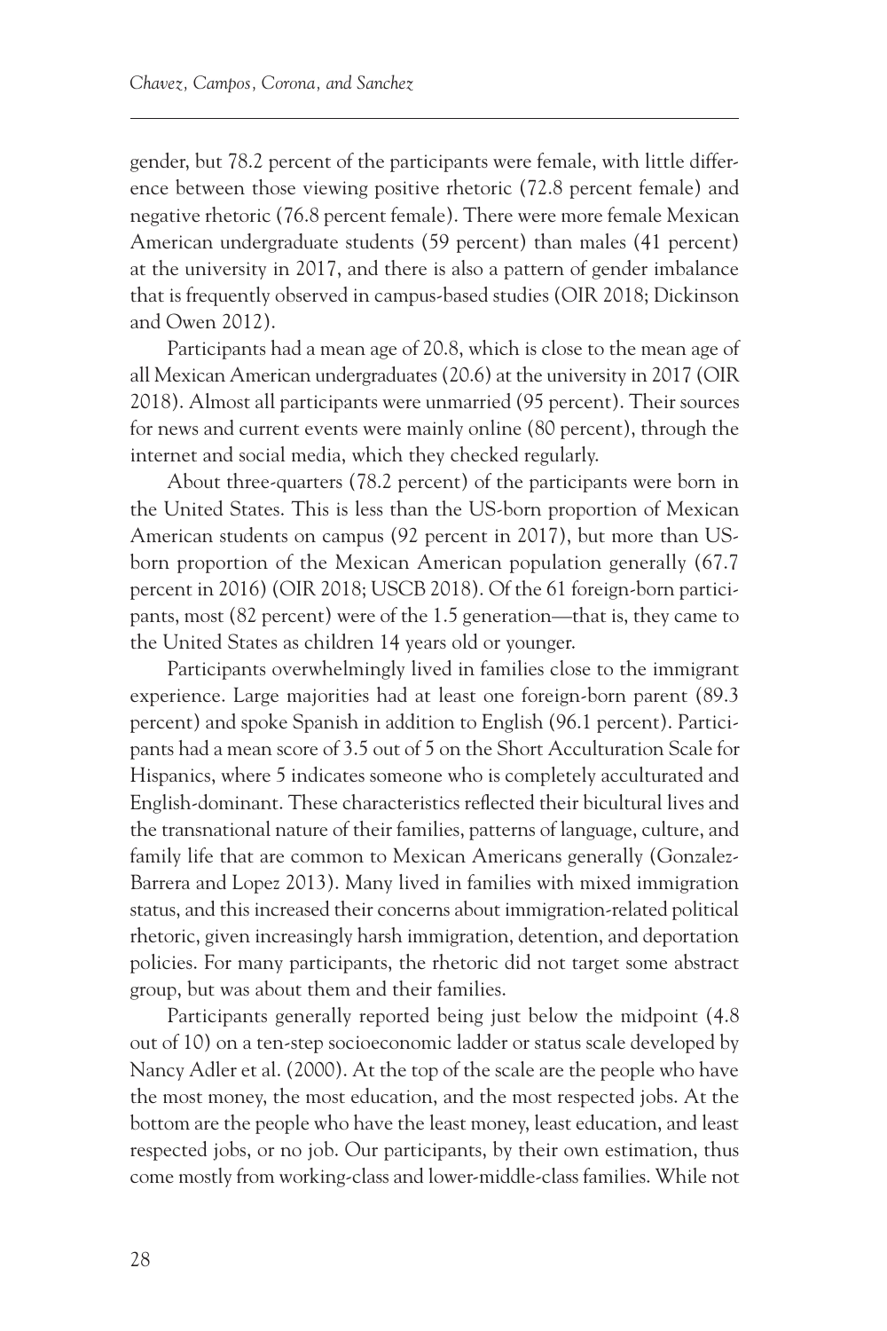gender, but 78.2 percent of the participants were female, with little difference between those viewing positive rhetoric (72.8 percent female) and negative rhetoric (76.8 percent female). There were more female Mexican American undergraduate students (59 percent) than males (41 percent) at the university in 2017, and there is also a pattern of gender imbalance that is frequently observed in campus-based studies (OIR 2018; Dickinson and Owen 2012).

Participants had a mean age of 20.8, which is close to the mean age of all Mexican American undergraduates (20.6) at the university in 2017 (OIR 2018). Almost all participants were unmarried (95 percent). Their sources for news and current events were mainly online (80 percent), through the internet and social media, which they checked regularly.

About three-quarters (78.2 percent) of the participants were born in the United States. This is less than the US-born proportion of Mexican American students on campus (92 percent in 2017), but more than US-born proportion of the Mexican American population generally (67.7 percent in 2016) (OIR 2018; USCB 2018). Of the 61 foreign-born participants, most (82 percent) were of the 1.5 generation—that is, they came to the United States as children 14 years old or younger.

Participants overwhelmingly lived in families close to the immigrant experience. Large majorities had at least one foreign-born parent (89.3 percent) and spoke Spanish in addition to English (96.1 percent). Participants had a mean score of 3.5 out of 5 on the Short Acculturation Scale for Hispanics, where 5 indicates someone who is completely acculturated and English-dominant. These characteristics reflected their bicultural lives and the transnational nature of their families, patterns of language, culture, and family life that are common to Mexican Americans generally (Gonzalez-Barrera and Lopez 2013). Many lived in families with mixed immigration status, and this increased their concerns about immigration-related political rhetoric, given increasingly harsh immigration, detention, and deportation policies. For many participants, the rhetoric did not target some abstract group, but was about them and their families.

Participants generally reported being just below the midpoint (4.8 out of 10) on a ten-step socioeconomic ladder or status scale developed by Nancy Adler et al. (2000). At the top of the scale are the people who have the most money, the most education, and the most respected jobs. At the bottom are the people who have the least money, least education, and least respected jobs, or no job. Our participants, by their own estimation, thus come mostly from working-class and lower-middle-class families. While not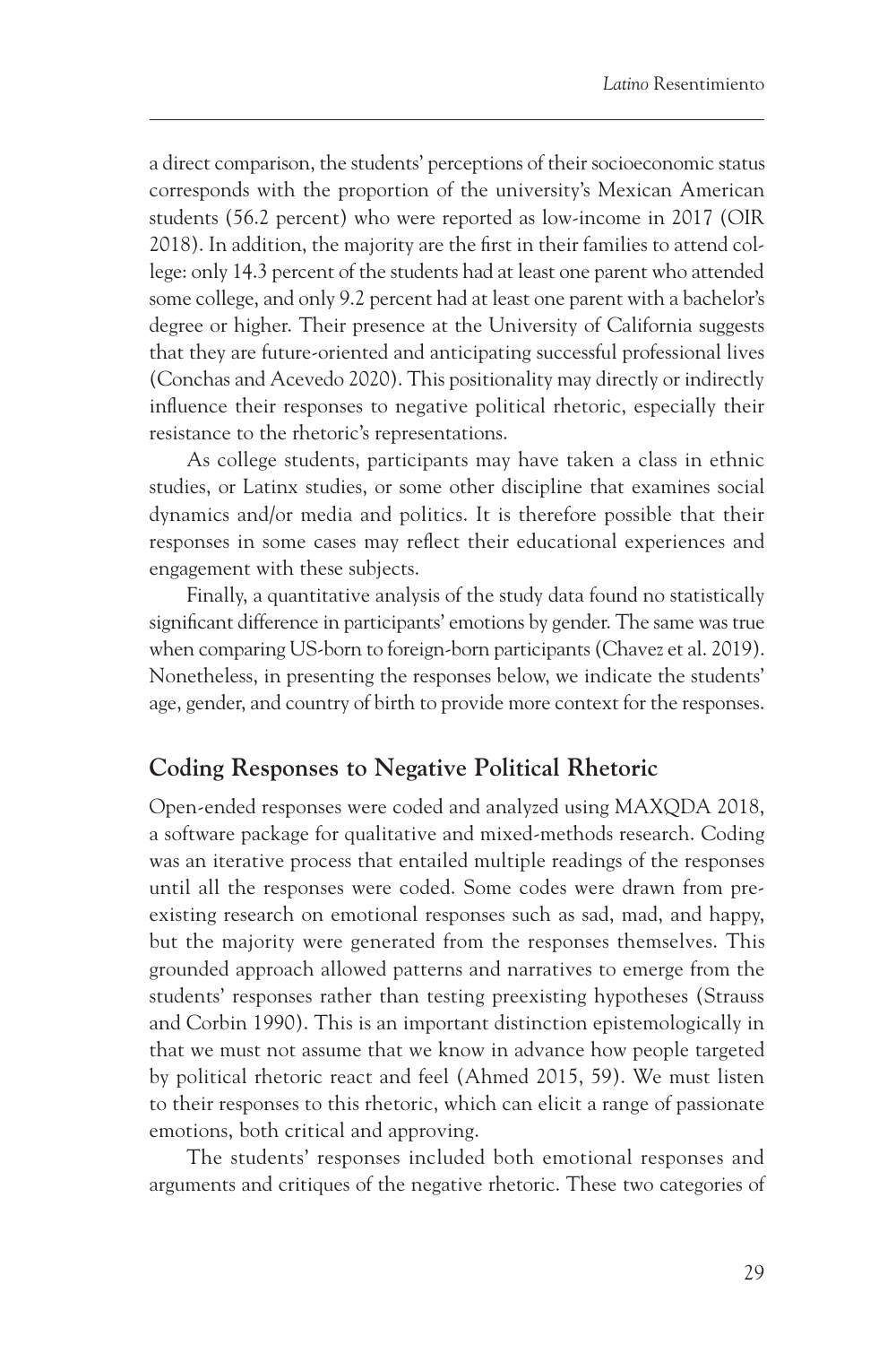a direct comparison, the students' perceptions of their socioeconomic status corresponds with the proportion of the university's Mexican American students (56.2 percent) who were reported as low-income in 2017 (OIR 2018). In addition, the majority are the first in their families to attend college: only 14.3 percent of the students had at least one parent who attended some college, and only 9.2 percent had at least one parent with a bachelor's degree or higher. Their presence at the University of California suggests that they are future-oriented and anticipating successful professional lives (Conchas and Acevedo 2020). This positionality may directly or indirectly influence their responses to negative political rhetoric, especially their resistance to the rhetoric's representations.

As college students, participants may have taken a class in ethnic studies, or Latinx studies, or some other discipline that examines social dynamics and/or media and politics. It is therefore possible that their responses in some cases may reflect their educational experiences and engagement with these subjects.

Finally, a quantitative analysis of the study data found no statistically significant difference in participants' emotions by gender. The same was true when comparing US-born to foreign-born participants (Chavez et al. 2019). Nonetheless, in presenting the responses below, we indicate the students' age, gender, and country of birth to provide more context for the responses.

## Coding Responses to Negative Political Rhetoric

Open-ended responses were coded and analyzed using MAXQDA 2018, a software package for qualitative and mixed-methods research. Coding was an iterative process that entailed multiple readings of the responses until all the responses were coded. Some codes were drawn from preexisting research on emotional responses such as sad, mad, and happy, but the majority were generated from the responses themselves. This grounded approach allowed patterns and narratives to emerge from the students' responses rather than testing preexisting hypotheses (Strauss and Corbin 1990). This is an important distinction epistemologically in that we must not assume that we know in advance how people targeted by political rhetoric react and feel (Ahmed 2015, 59). We must listen to their responses to this rhetoric, which can elicit a range of passionate emotions, both critical and approving.

The students' responses included both emotional responses and arguments and critiques of the negative rhetoric. These two categories of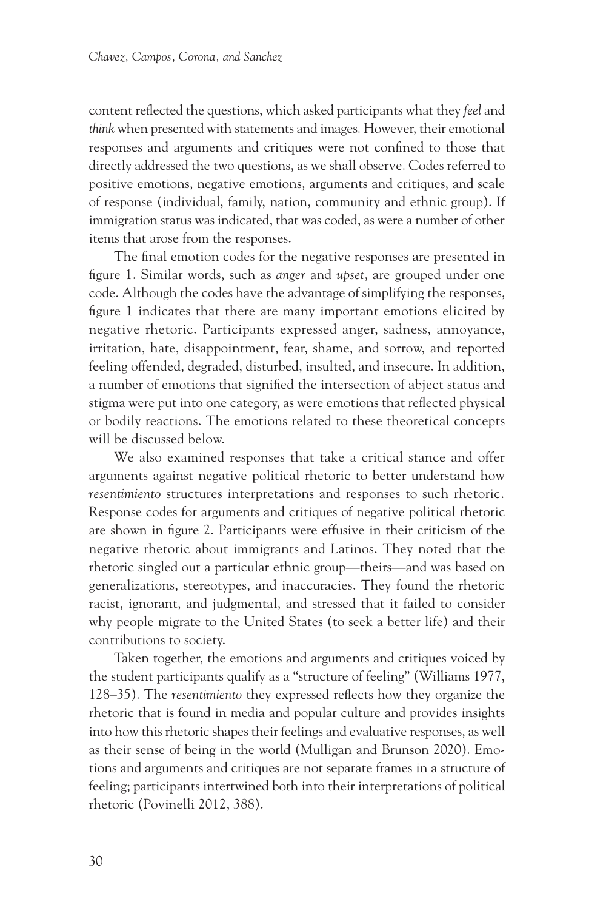content reflected the questions, which asked participants what they *feel* and *think* when presented with statements and images. However, their emotional responses and arguments and critiques were not confined to those that directly addressed the two questions, as we shall observe. Codes referred to positive emotions, negative emotions, arguments and critiques, and scale of response (individual, family, nation, community and ethnic group). If immigration status was indicated, that was coded, as were a number of other items that arose from the responses.

The final emotion codes for the negative responses are presented in figure 1. Similar words, such as *anger* and *upset*, are grouped under one code. Although the codes have the advantage of simplifying the responses, figure 1 indicates that there are many important emotions elicited by negative rhetoric. Participants expressed anger, sadness, annoyance, irritation, hate, disappointment, fear, shame, and sorrow, and reported feeling offended, degraded, disturbed, insulted, and insecure. In addition, a number of emotions that signified the intersection of abject status and stigma were put into one category, as were emotions that reflected physical or bodily reactions. The emotions related to these theoretical concepts will be discussed below.

We also examined responses that take a critical stance and offer arguments against negative political rhetoric to better understand how *resentimiento* structures interpretations and responses to such rhetoric. Response codes for arguments and critiques of negative political rhetoric are shown in figure 2. Participants were effusive in their criticism of the negative rhetoric about immigrants and Latinos. They noted that the rhetoric singled out a particular ethnic group—theirs—and was based on generalizations, stereotypes, and inaccuracies. They found the rhetoric racist, ignorant, and judgmental, and stressed that it failed to consider why people migrate to the United States (to seek a better life) and their contributions to society.

Taken together, the emotions and arguments and critiques voiced by the student participants qualify as a "structure of feeling" (Williams 1977, 128–35). The *resentimiento* they expressed reflects how they organize the rhetoric that is found in media and popular culture and provides insights into how this rhetoric shapes their feelings and evaluative responses, as well as their sense of being in the world (Mulligan and Brunson 2020). Emotions and arguments and critiques are not separate frames in a structure of feeling; participants intertwined both into their interpretations of political rhetoric (Povinelli 2012, 388).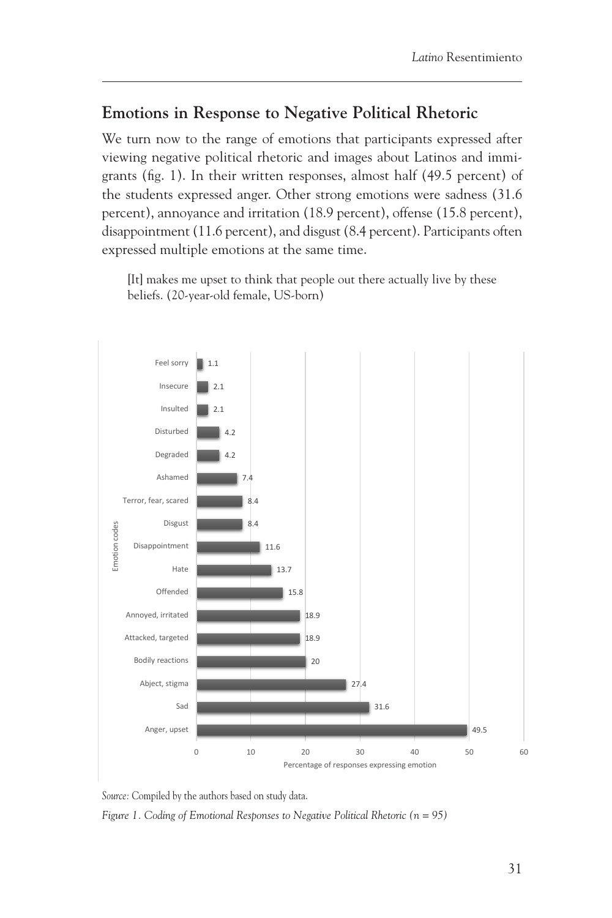## Emotions in Response to Negative Political Rhetoric

We turn now to the range of emotions that participants expressed after viewing negative political rhetoric and images about Latinos and immigrants (fig. 1). In their written responses, almost half (49.5 percent) of the students expressed anger. Other strong emotions were sadness (31.6 percent), annoyance and irritation (18.9 percent), offense (15.8 percent), disappointment (11.6 percent), and disgust (8.4 percent). Participants often expressed multiple emotions at the same time.

> [It] makes me upset to think that people out there actually live by these beliefs. (20-year-old female, US-born)

| Emotion codes | Percentage of responses expressing emotion |
|---|---|
| Feel sorry | 1.1 |
| Insecure | 2.1 |
| Insulted | 2.1 |
| Disturbed | 4.2 |
| Degraded | 4.2 |
| Ashamed | 7.4 |
| Terror, fear, scared | 8.4 |
| Disgust | 8.4 |
| Disappointment | 11.6 |
| Hate | 13.7 |
| Offended | 15.8 |
| Annoyed, irritated | 18.9 |
| Attacked, targeted | 18.9 |
| Bodily reactions | 20 |
| Abject, stigma | 27.4 |
| Sad | 31.6 |
| Anger, upset | 49.5 |

*Source:* Compiled by the authors based on study data.

*Figure 1. Coding of Emotional Responses to Negative Political Rhetoric (n = 95)*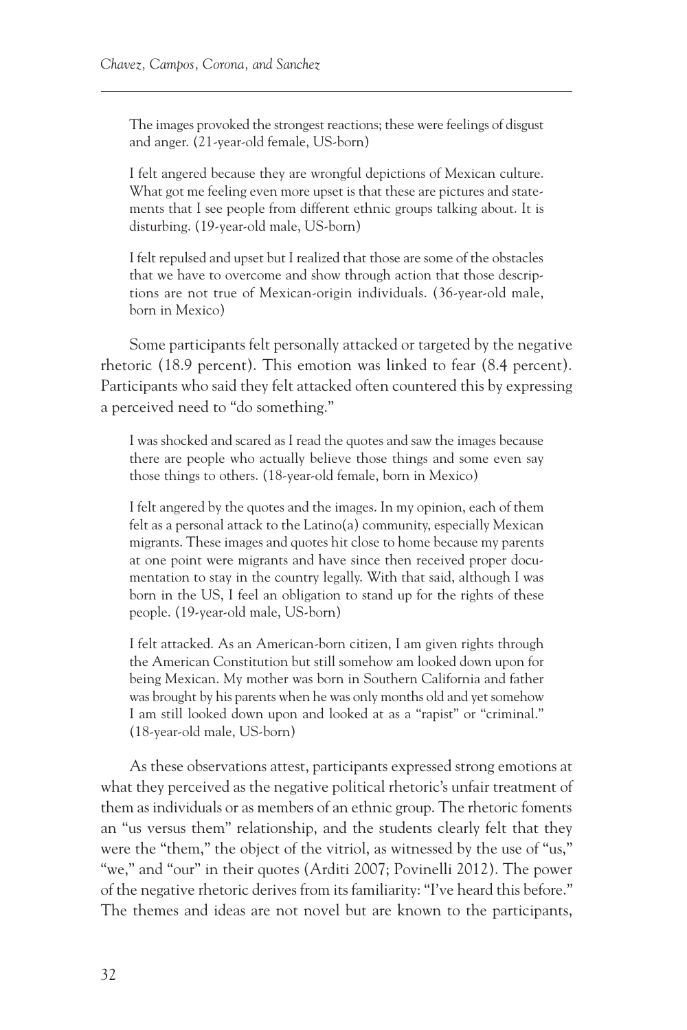> The images provoked the strongest reactions; these were feelings of disgust and anger. (21-year-old female, US-born)

> I felt angered because they are wrongful depictions of Mexican culture. What got me feeling even more upset is that these are pictures and statements that I see people from different ethnic groups talking about. It is disturbing. (19-year-old male, US-born)

> I felt repulsed and upset but I realized that those are some of the obstacles that we have to overcome and show through action that those descriptions are not true of Mexican-origin individuals. (36-year-old male, born in Mexico)

Some participants felt personally attacked or targeted by the negative rhetoric (18.9 percent). This emotion was linked to fear (8.4 percent). Participants who said they felt attacked often countered this by expressing a perceived need to "do something."

> I was shocked and scared as I read the quotes and saw the images because there are people who actually believe those things and some even say those things to others. (18-year-old female, born in Mexico)

> I felt angered by the quotes and the images. In my opinion, each of them felt as a personal attack to the Latino(a) community, especially Mexican migrants. These images and quotes hit close to home because my parents at one point were migrants and have since then received proper documentation to stay in the country legally. With that said, although I was born in the US, I feel an obligation to stand up for the rights of these people. (19-year-old male, US-born)

> I felt attacked. As an American-born citizen, I am given rights through the American Constitution but still somehow am looked down upon for being Mexican. My mother was born in Southern California and father was brought by his parents when he was only months old and yet somehow I am still looked down upon and looked at as a "rapist" or "criminal." (18-year-old male, US-born)

As these observations attest, participants expressed strong emotions at what they perceived as the negative political rhetoric's unfair treatment of them as individuals or as members of an ethnic group. The rhetoric foments an "us versus them" relationship, and the students clearly felt that they were the "them," the object of the vitriol, as witnessed by the use of "us," "we," and "our" in their quotes (Arditi 2007; Povinelli 2012). The power of the negative rhetoric derives from its familiarity: "I've heard this before." The themes and ideas are not novel but are known to the participants,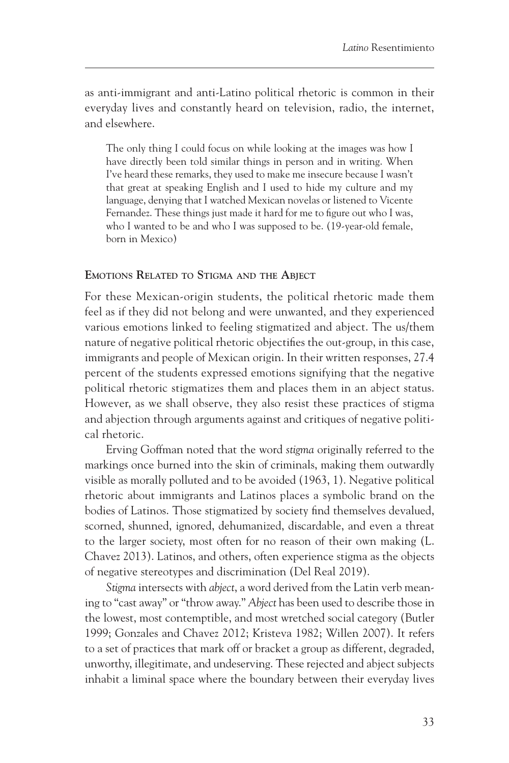as anti-immigrant and anti-Latino political rhetoric is common in their everyday lives and constantly heard on television, radio, the internet, and elsewhere.

> The only thing I could focus on while looking at the images was how I have directly been told similar things in person and in writing. When I've heard these remarks, they used to make me insecure because I wasn't that great at speaking English and I used to hide my culture and my language, denying that I watched Mexican novelas or listened to Vicente Fernandez. These things just made it hard for me to figure out who I was, who I wanted to be and who I was supposed to be. (19-year-old female, born in Mexico)

### Emotions Related to Stigma and the Abject

For these Mexican-origin students, the political rhetoric made them feel as if they did not belong and were unwanted, and they experienced various emotions linked to feeling stigmatized and abject. The us/them nature of negative political rhetoric objectifies the out-group, in this case, immigrants and people of Mexican origin. In their written responses, 27.4 percent of the students expressed emotions signifying that the negative political rhetoric stigmatizes them and places them in an abject status. However, as we shall observe, they also resist these practices of stigma and abjection through arguments against and critiques of negative political rhetoric.

Erving Goffman noted that the word *stigma* originally referred to the markings once burned into the skin of criminals, making them outwardly visible as morally polluted and to be avoided (1963, 1). Negative political rhetoric about immigrants and Latinos places a symbolic brand on the bodies of Latinos. Those stigmatized by society find themselves devalued, scorned, shunned, ignored, dehumanized, discardable, and even a threat to the larger society, most often for no reason of their own making (L. Chavez 2013). Latinos, and others, often experience stigma as the objects of negative stereotypes and discrimination (Del Real 2019).

*Stigma* intersects with *abject*, a word derived from the Latin verb meaning to "cast away" or "throw away." *Abject* has been used to describe those in the lowest, most contemptible, and most wretched social category (Butler 1999; Gonzales and Chavez 2012; Kristeva 1982; Willen 2007). It refers to a set of practices that mark off or bracket a group as different, degraded, unworthy, illegitimate, and undeserving. These rejected and abject subjects inhabit a liminal space where the boundary between their everyday lives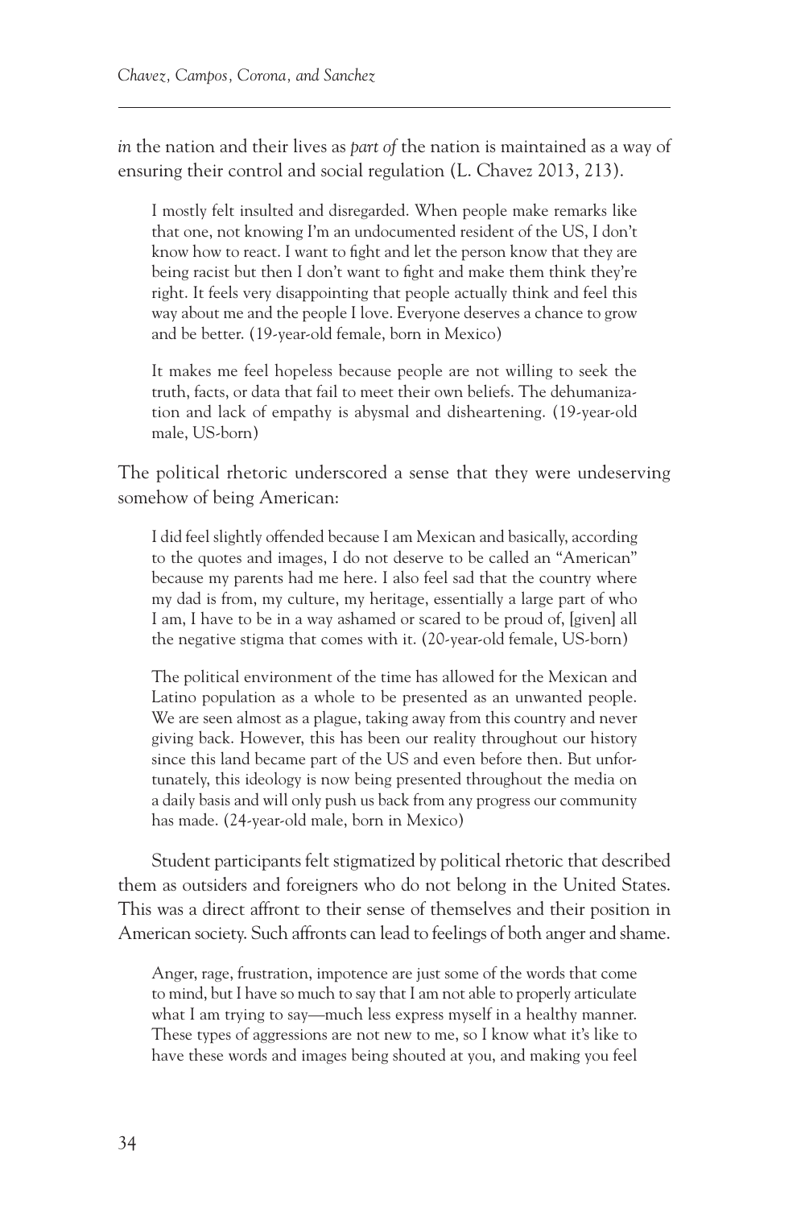*in* the nation and their lives as *part of* the nation is maintained as a way of ensuring their control and social regulation (L. Chavez 2013, 213).

> I mostly felt insulted and disregarded. When people make remarks like that one, not knowing I'm an undocumented resident of the US, I don't know how to react. I want to fight and let the person know that they are being racist but then I don't want to fight and make them think they're right. It feels very disappointing that people actually think and feel this way about me and the people I love. Everyone deserves a chance to grow and be better. (19-year-old female, born in Mexico)

> It makes me feel hopeless because people are not willing to seek the truth, facts, or data that fail to meet their own beliefs. The dehumanization and lack of empathy is abysmal and disheartening. (19-year-old male, US-born)

The political rhetoric underscored a sense that they were undeserving somehow of being American:

> I did feel slightly offended because I am Mexican and basically, according to the quotes and images, I do not deserve to be called an "American" because my parents had me here. I also feel sad that the country where my dad is from, my culture, my heritage, essentially a large part of who I am, I have to be in a way ashamed or scared to be proud of, [given] all the negative stigma that comes with it. (20-year-old female, US-born)

> The political environment of the time has allowed for the Mexican and Latino population as a whole to be presented as an unwanted people. We are seen almost as a plague, taking away from this country and never giving back. However, this has been our reality throughout our history since this land became part of the US and even before then. But unfortunately, this ideology is now being presented throughout the media on a daily basis and will only push us back from any progress our community has made. (24-year-old male, born in Mexico)

Student participants felt stigmatized by political rhetoric that described them as outsiders and foreigners who do not belong in the United States. This was a direct affront to their sense of themselves and their position in American society. Such affronts can lead to feelings of both anger and shame.

> Anger, rage, frustration, impotence are just some of the words that come to mind, but I have so much to say that I am not able to properly articulate what I am trying to say—much less express myself in a healthy manner. These types of aggressions are not new to me, so I know what it's like to have these words and images being shouted at you, and making you feel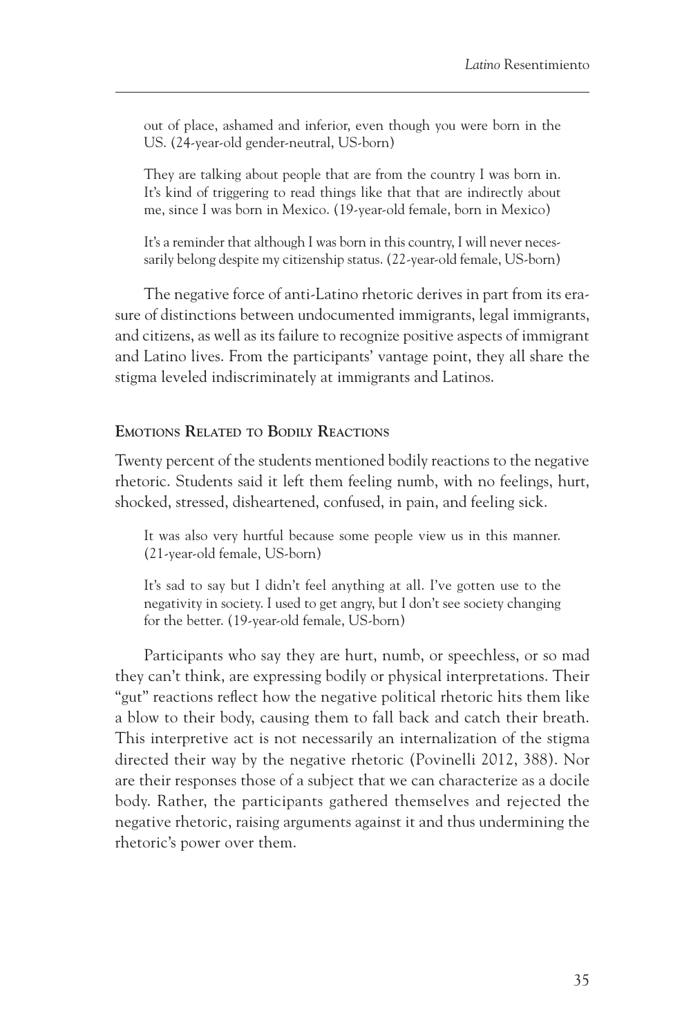out of place, ashamed and inferior, even though you were born in the US. (24-year-old gender-neutral, US-born)

> They are talking about people that are from the country I was born in. It's kind of triggering to read things like that that are indirectly about me, since I was born in Mexico. (19-year-old female, born in Mexico)

> It's a reminder that although I was born in this country, I will never necessarily belong despite my citizenship status. (22-year-old female, US-born)

The negative force of anti-Latino rhetoric derives in part from its erasure of distinctions between undocumented immigrants, legal immigrants, and citizens, as well as its failure to recognize positive aspects of immigrant and Latino lives. From the participants' vantage point, they all share the stigma leveled indiscriminately at immigrants and Latinos.

### Emotions Related to Bodily Reactions

Twenty percent of the students mentioned bodily reactions to the negative rhetoric. Students said it left them feeling numb, with no feelings, hurt, shocked, stressed, disheartened, confused, in pain, and feeling sick.

> It was also very hurtful because some people view us in this manner. (21-year-old female, US-born)

> It's sad to say but I didn't feel anything at all. I've gotten use to the negativity in society. I used to get angry, but I don't see society changing for the better. (19-year-old female, US-born)

Participants who say they are hurt, numb, or speechless, or so mad they can't think, are expressing bodily or physical interpretations. Their "gut" reactions reflect how the negative political rhetoric hits them like a blow to their body, causing them to fall back and catch their breath. This interpretive act is not necessarily an internalization of the stigma directed their way by the negative rhetoric (Povinelli 2012, 388). Nor are their responses those of a subject that we can characterize as a docile body. Rather, the participants gathered themselves and rejected the negative rhetoric, raising arguments against it and thus undermining the rhetoric's power over them.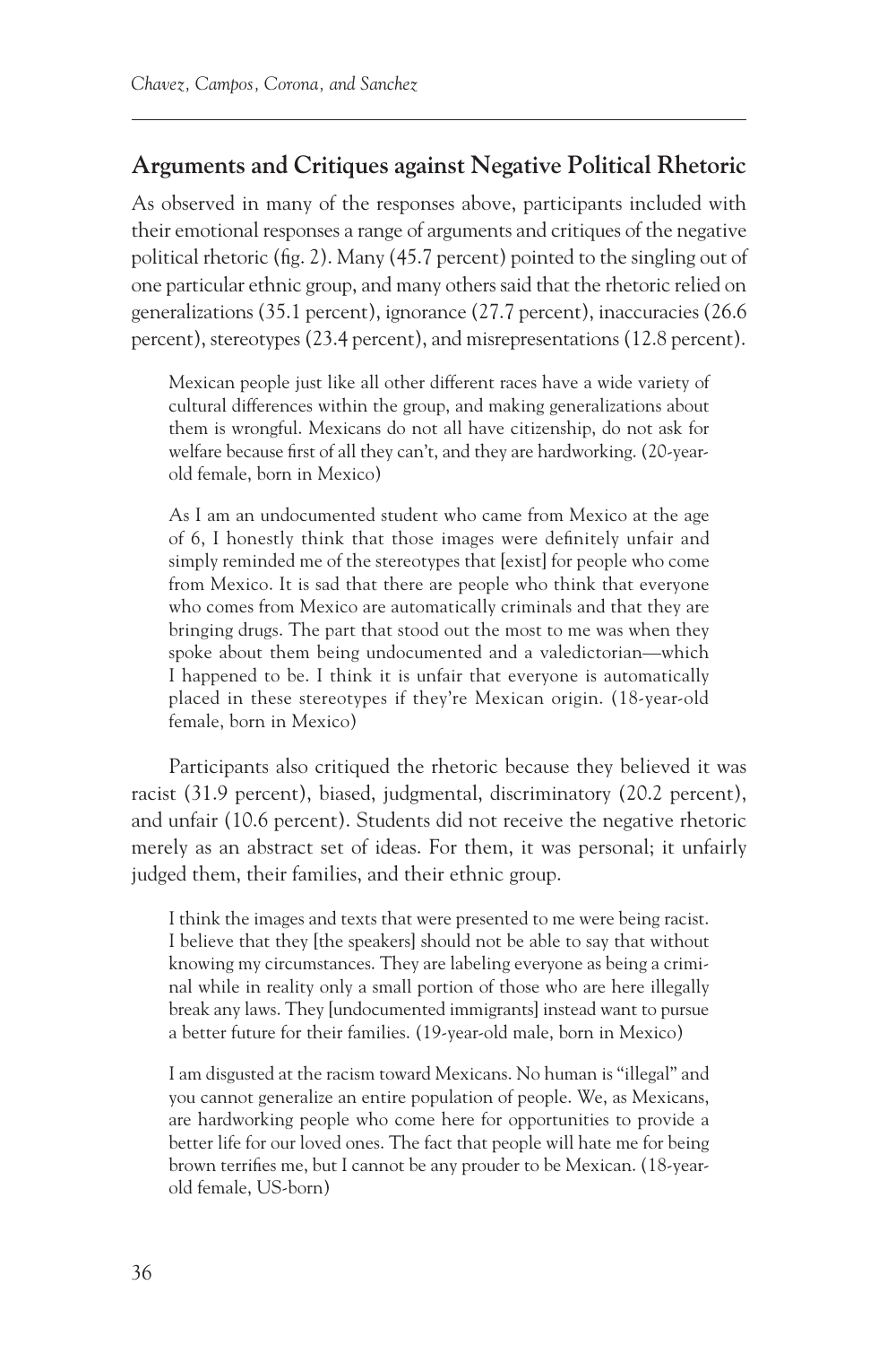## Arguments and Critiques against Negative Political Rhetoric

As observed in many of the responses above, participants included with their emotional responses a range of arguments and critiques of the negative political rhetoric (fig. 2). Many (45.7 percent) pointed to the singling out of one particular ethnic group, and many others said that the rhetoric relied on generalizations (35.1 percent), ignorance (27.7 percent), inaccuracies (26.6 percent), stereotypes (23.4 percent), and misrepresentations (12.8 percent).

> Mexican people just like all other different races have a wide variety of cultural differences within the group, and making generalizations about them is wrongful. Mexicans do not all have citizenship, do not ask for welfare because first of all they can't, and they are hardworking. (20-year-old female, born in Mexico)

> As I am an undocumented student who came from Mexico at the age of 6, I honestly think that those images were definitely unfair and simply reminded me of the stereotypes that [exist] for people who come from Mexico. It is sad that there are people who think that everyone who comes from Mexico are automatically criminals and that they are bringing drugs. The part that stood out the most to me was when they spoke about them being undocumented and a valedictorian—which I happened to be. I think it is unfair that everyone is automatically placed in these stereotypes if they're Mexican origin. (18-year-old female, born in Mexico)

Participants also critiqued the rhetoric because they believed it was racist (31.9 percent), biased, judgmental, discriminatory (20.2 percent), and unfair (10.6 percent). Students did not receive the negative rhetoric merely as an abstract set of ideas. For them, it was personal; it unfairly judged them, their families, and their ethnic group.

> I think the images and texts that were presented to me were being racist. I believe that they [the speakers] should not be able to say that without knowing my circumstances. They are labeling everyone as being a criminal while in reality only a small portion of those who are here illegally break any laws. They [undocumented immigrants] instead want to pursue a better future for their families. (19-year-old male, born in Mexico)

> I am disgusted at the racism toward Mexicans. No human is "illegal" and you cannot generalize an entire population of people. We, as Mexicans, are hardworking people who come here for opportunities to provide a better life for our loved ones. The fact that people will hate me for being brown terrifies me, but I cannot be any prouder to be Mexican. (18-year-old female, US-born)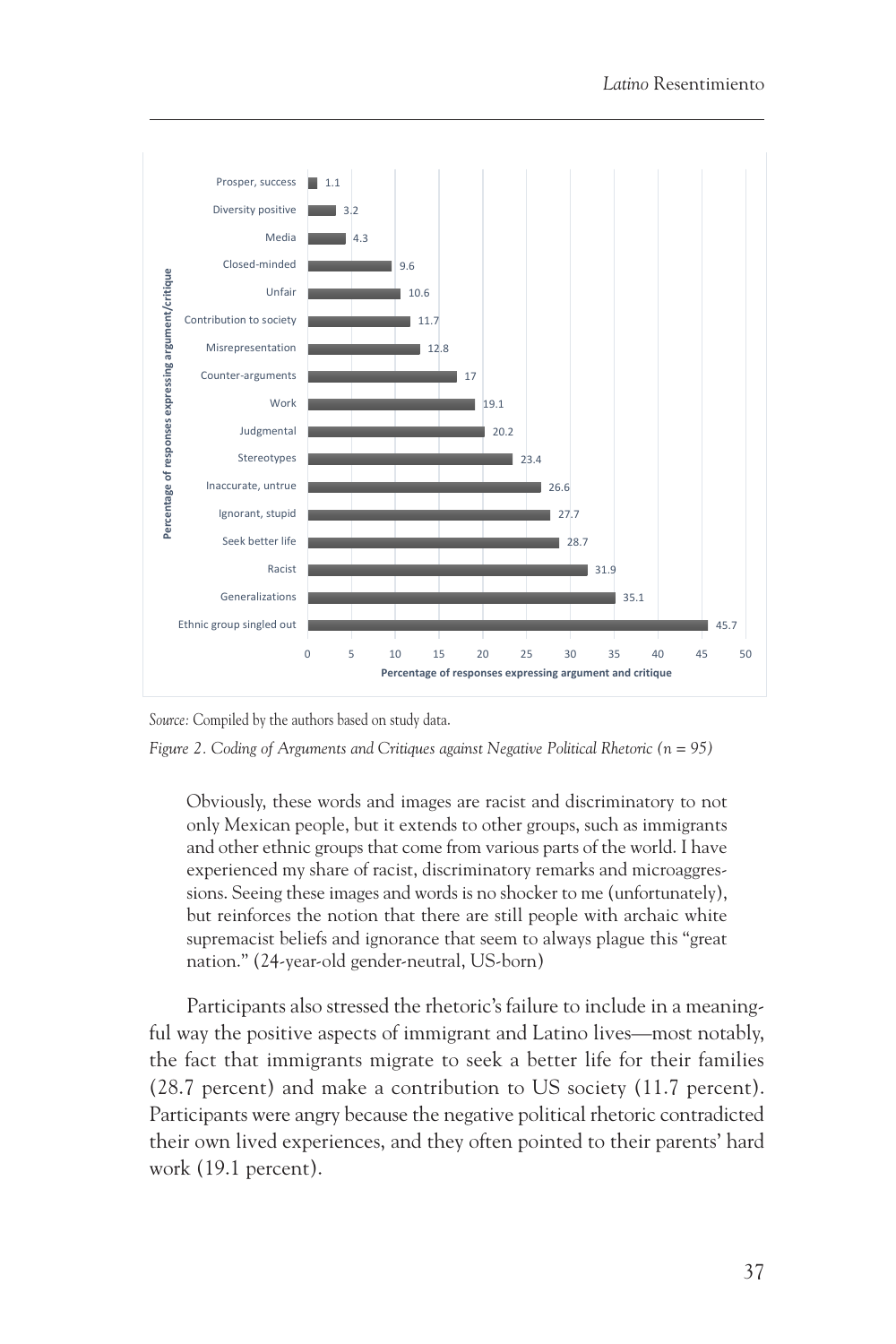| Argument/critique | Percentage of responses expressing argument and critique |
|---|---|
| Prosper, success | 1.1 |
| Diversity positive | 3.2 |
| Media | 4.3 |
| Closed-minded | 9.6 |
| Unfair | 10.6 |
| Contribution to society | 11.7 |
| Misrepresentation | 12.8 |
| Counter-arguments | 17 |
| Work | 19.1 |
| Judgmental | 20.2 |
| Stereotypes | 23.4 |
| Inaccurate, untrue | 26.6 |
| Ignorant, stupid | 27.7 |
| Seek better life | 28.7 |
| Racist | 31.9 |
| Generalizations | 35.1 |
| Ethnic group singled out | 45.7 |

*Source:* Compiled by the authors based on study data.

*Figure 2. Coding of Arguments and Critiques against Negative Political Rhetoric (n = 95)*

> Obviously, these words and images are racist and discriminatory to not only Mexican people, but it extends to other groups, such as immigrants and other ethnic groups that come from various parts of the world. I have experienced my share of racist, discriminatory remarks and microaggressions. Seeing these images and words is no shocker to me (unfortunately), but reinforces the notion that there are still people with archaic white supremacist beliefs and ignorance that seem to always plague this "great nation." (24-year-old gender-neutral, US-born)

Participants also stressed the rhetoric's failure to include in a meaningful way the positive aspects of immigrant and Latino lives—most notably, the fact that immigrants migrate to seek a better life for their families (28.7 percent) and make a contribution to US society (11.7 percent). Participants were angry because the negative political rhetoric contradicted their own lived experiences, and they often pointed to their parents' hard work (19.1 percent).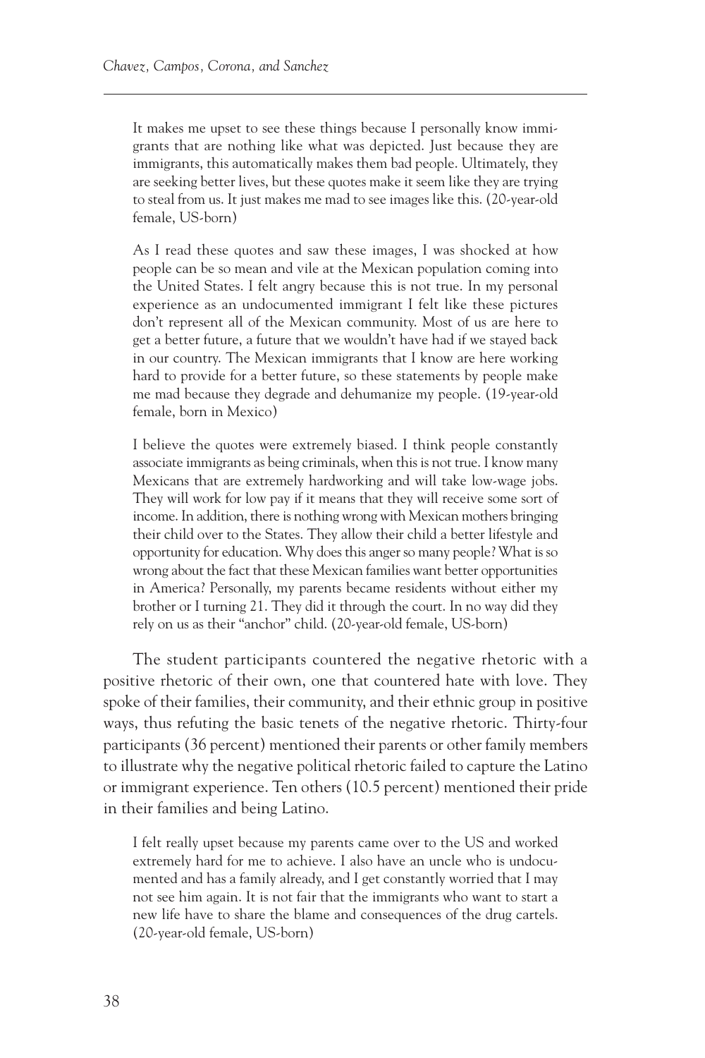> It makes me upset to see these things because I personally know immigrants that are nothing like what was depicted. Just because they are immigrants, this automatically makes them bad people. Ultimately, they are seeking better lives, but these quotes make it seem like they are trying to steal from us. It just makes me mad to see images like this. (20-year-old female, US-born)

> As I read these quotes and saw these images, I was shocked at how people can be so mean and vile at the Mexican population coming into the United States. I felt angry because this is not true. In my personal experience as an undocumented immigrant I felt like these pictures don't represent all of the Mexican community. Most of us are here to get a better future, a future that we wouldn't have had if we stayed back in our country. The Mexican immigrants that I know are here working hard to provide for a better future, so these statements by people make me mad because they degrade and dehumanize my people. (19-year-old female, born in Mexico)

> I believe the quotes were extremely biased. I think people constantly associate immigrants as being criminals, when this is not true. I know many Mexicans that are extremely hardworking and will take low-wage jobs. They will work for low pay if it means that they will receive some sort of income. In addition, there is nothing wrong with Mexican mothers bringing their child over to the States. They allow their child a better lifestyle and opportunity for education. Why does this anger so many people? What is so wrong about the fact that these Mexican families want better opportunities in America? Personally, my parents became residents without either my brother or I turning 21. They did it through the court. In no way did they rely on us as their "anchor" child. (20-year-old female, US-born)

The student participants countered the negative rhetoric with a positive rhetoric of their own, one that countered hate with love. They spoke of their families, their community, and their ethnic group in positive ways, thus refuting the basic tenets of the negative rhetoric. Thirty-four participants (36 percent) mentioned their parents or other family members to illustrate why the negative political rhetoric failed to capture the Latino or immigrant experience. Ten others (10.5 percent) mentioned their pride in their families and being Latino.

> I felt really upset because my parents came over to the US and worked extremely hard for me to achieve. I also have an uncle who is undocumented and has a family already, and I get constantly worried that I may not see him again. It is not fair that the immigrants who want to start a new life have to share the blame and consequences of the drug cartels. (20-year-old female, US-born)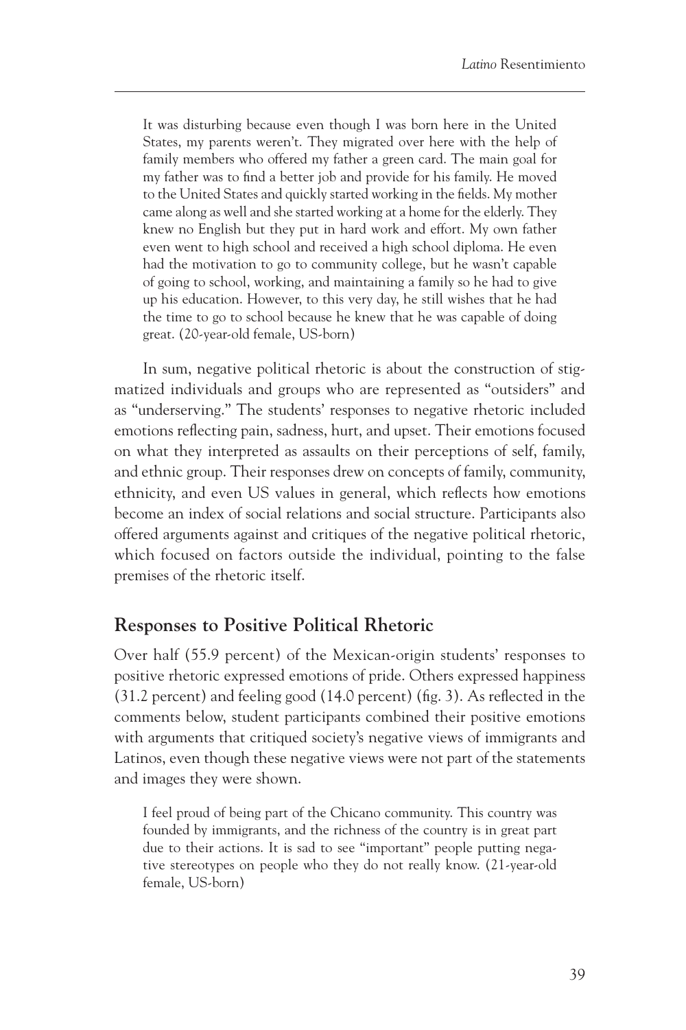> It was disturbing because even though I was born here in the United States, my parents weren't. They migrated over here with the help of family members who offered my father a green card. The main goal for my father was to find a better job and provide for his family. He moved to the United States and quickly started working in the fields. My mother came along as well and she started working at a home for the elderly. They knew no English but they put in hard work and effort. My own father even went to high school and received a high school diploma. He even had the motivation to go to community college, but he wasn't capable of going to school, working, and maintaining a family so he had to give up his education. However, to this very day, he still wishes that he had the time to go to school because he knew that he was capable of doing great. (20-year-old female, US-born)

In sum, negative political rhetoric is about the construction of stigmatized individuals and groups who are represented as "outsiders" and as "underserving." The students' responses to negative rhetoric included emotions reflecting pain, sadness, hurt, and upset. Their emotions focused on what they interpreted as assaults on their perceptions of self, family, and ethnic group. Their responses drew on concepts of family, community, ethnicity, and even US values in general, which reflects how emotions become an index of social relations and social structure. Participants also offered arguments against and critiques of the negative political rhetoric, which focused on factors outside the individual, pointing to the false premises of the rhetoric itself.

## Responses to Positive Political Rhetoric

Over half (55.9 percent) of the Mexican-origin students' responses to positive rhetoric expressed emotions of pride. Others expressed happiness (31.2 percent) and feeling good (14.0 percent) (fig. 3). As reflected in the comments below, student participants combined their positive emotions with arguments that critiqued society's negative views of immigrants and Latinos, even though these negative views were not part of the statements and images they were shown.

> I feel proud of being part of the Chicano community. This country was founded by immigrants, and the richness of the country is in great part due to their actions. It is sad to see "important" people putting negative stereotypes on people who they do not really know. (21-year-old female, US-born)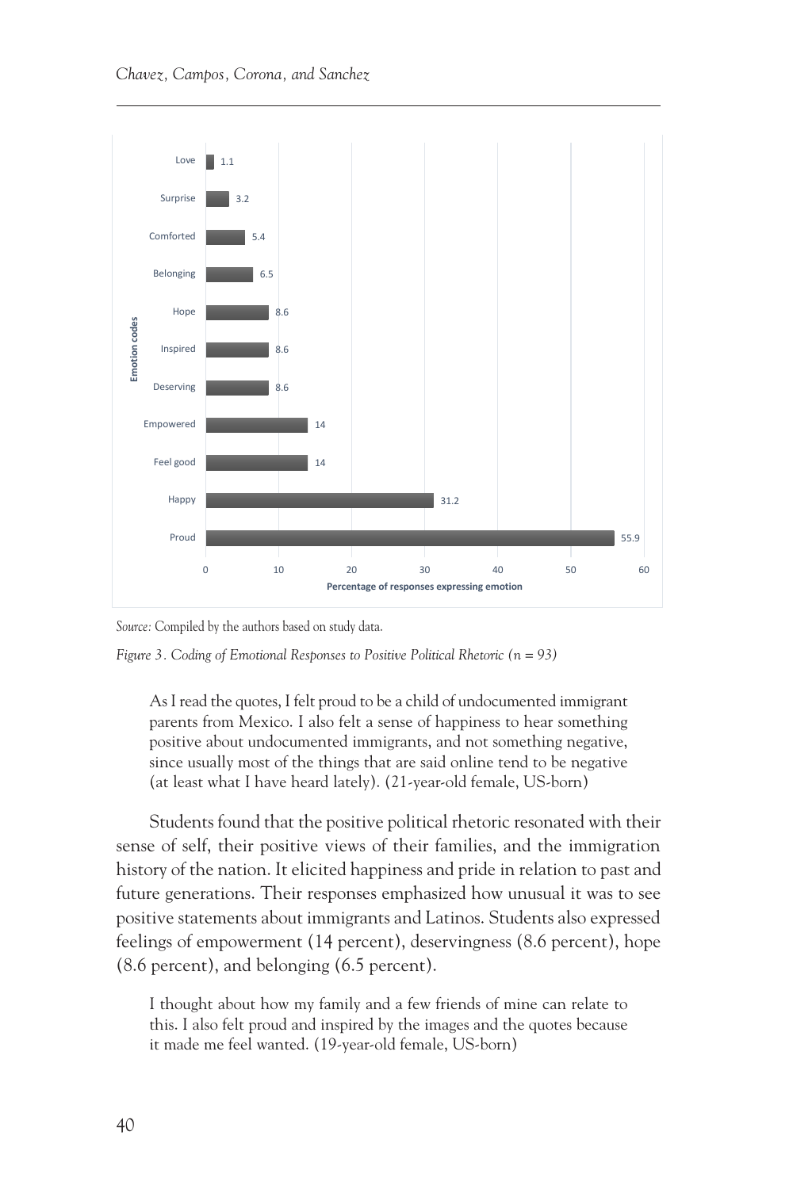| Emotion codes | Percentage of responses expressing emotion |
| --- | --- |
| Love | 1.1 |
| Surprise | 3.2 |
| Comforted | 5.4 |
| Belonging | 6.5 |
| Hope | 8.6 |
| Inspired | 8.6 |
| Deserving | 8.6 |
| Empowered | 14 |
| Feel good | 14 |
| Happy | 31.2 |
| Proud | 55.9 |

*Source:* Compiled by the authors based on study data.

*Figure 3. Coding of Emotional Responses to Positive Political Rhetoric (n = 93)*

> As I read the quotes, I felt proud to be a child of undocumented immigrant parents from Mexico. I also felt a sense of happiness to hear something positive about undocumented immigrants, and not something negative, since usually most of the things that are said online tend to be negative (at least what I have heard lately). (21-year-old female, US-born)

Students found that the positive political rhetoric resonated with their sense of self, their positive views of their families, and the immigration history of the nation. It elicited happiness and pride in relation to past and future generations. Their responses emphasized how unusual it was to see positive statements about immigrants and Latinos. Students also expressed feelings of empowerment (14 percent), deservingness (8.6 percent), hope (8.6 percent), and belonging (6.5 percent).

> I thought about how my family and a few friends of mine can relate to this. I also felt proud and inspired by the images and the quotes because it made me feel wanted. (19-year-old female, US-born)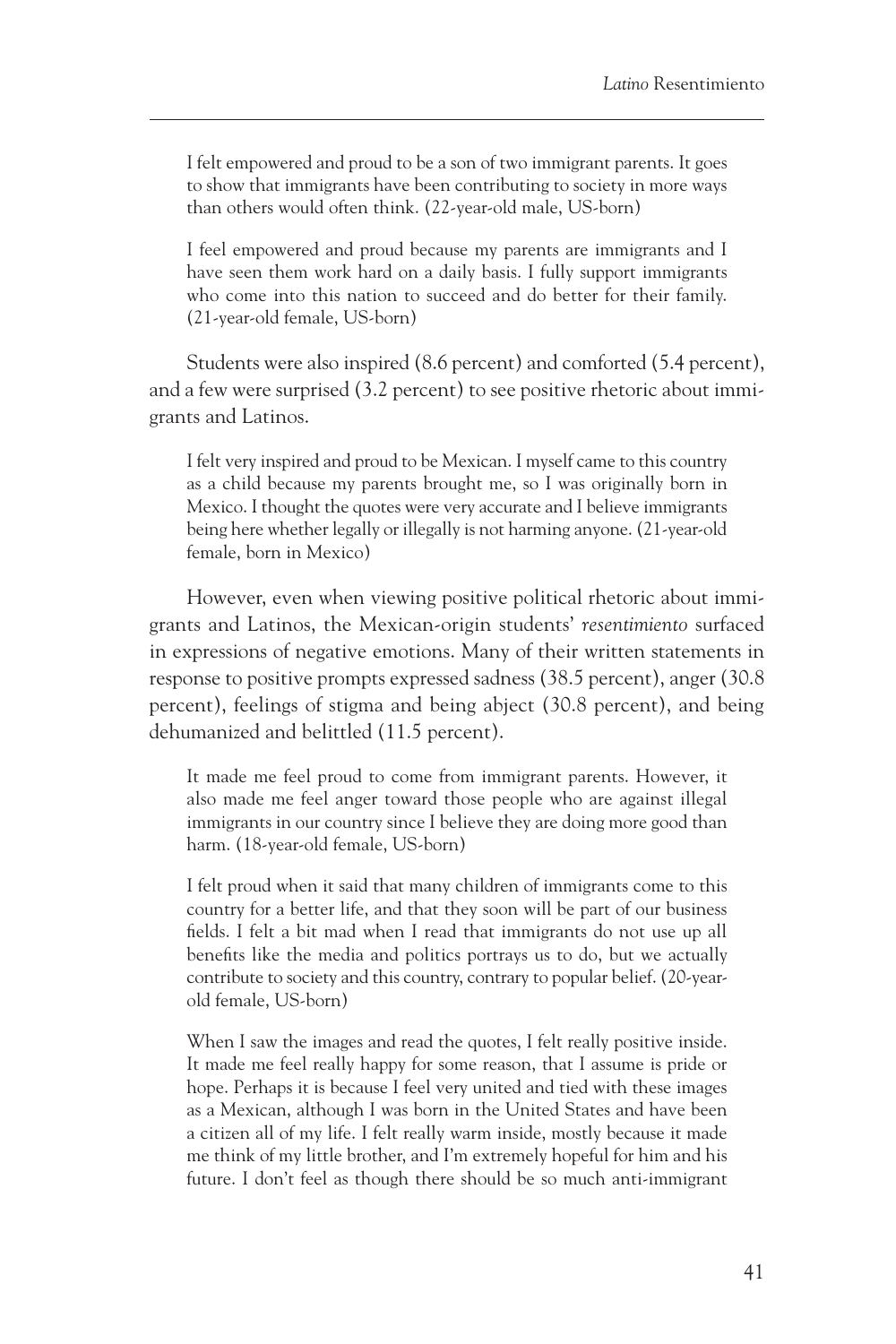I felt empowered and proud to be a son of two immigrant parents. It goes to show that immigrants have been contributing to society in more ways than others would often think. (22-year-old male, US-born)

I feel empowered and proud because my parents are immigrants and I have seen them work hard on a daily basis. I fully support immigrants who come into this nation to succeed and do better for their family. (21-year-old female, US-born)

Students were also inspired (8.6 percent) and comforted (5.4 percent), and a few were surprised (3.2 percent) to see positive rhetoric about immigrants and Latinos.

I felt very inspired and proud to be Mexican. I myself came to this country as a child because my parents brought me, so I was originally born in Mexico. I thought the quotes were very accurate and I believe immigrants being here whether legally or illegally is not harming anyone. (21-year-old female, born in Mexico)

However, even when viewing positive political rhetoric about immigrants and Latinos, the Mexican-origin students' *resentimiento* surfaced in expressions of negative emotions. Many of their written statements in response to positive prompts expressed sadness (38.5 percent), anger (30.8 percent), feelings of stigma and being abject (30.8 percent), and being dehumanized and belittled (11.5 percent).

It made me feel proud to come from immigrant parents. However, it also made me feel anger toward those people who are against illegal immigrants in our country since I believe they are doing more good than harm. (18-year-old female, US-born)

I felt proud when it said that many children of immigrants come to this country for a better life, and that they soon will be part of our business fields. I felt a bit mad when I read that immigrants do not use up all benefits like the media and politics portrays us to do, but we actually contribute to society and this country, contrary to popular belief. (20-year-old female, US-born)

When I saw the images and read the quotes, I felt really positive inside. It made me feel really happy for some reason, that I assume is pride or hope. Perhaps it is because I feel very united and tied with these images as a Mexican, although I was born in the United States and have been a citizen all of my life. I felt really warm inside, mostly because it made me think of my little brother, and I'm extremely hopeful for him and his future. I don't feel as though there should be so much anti-immigrant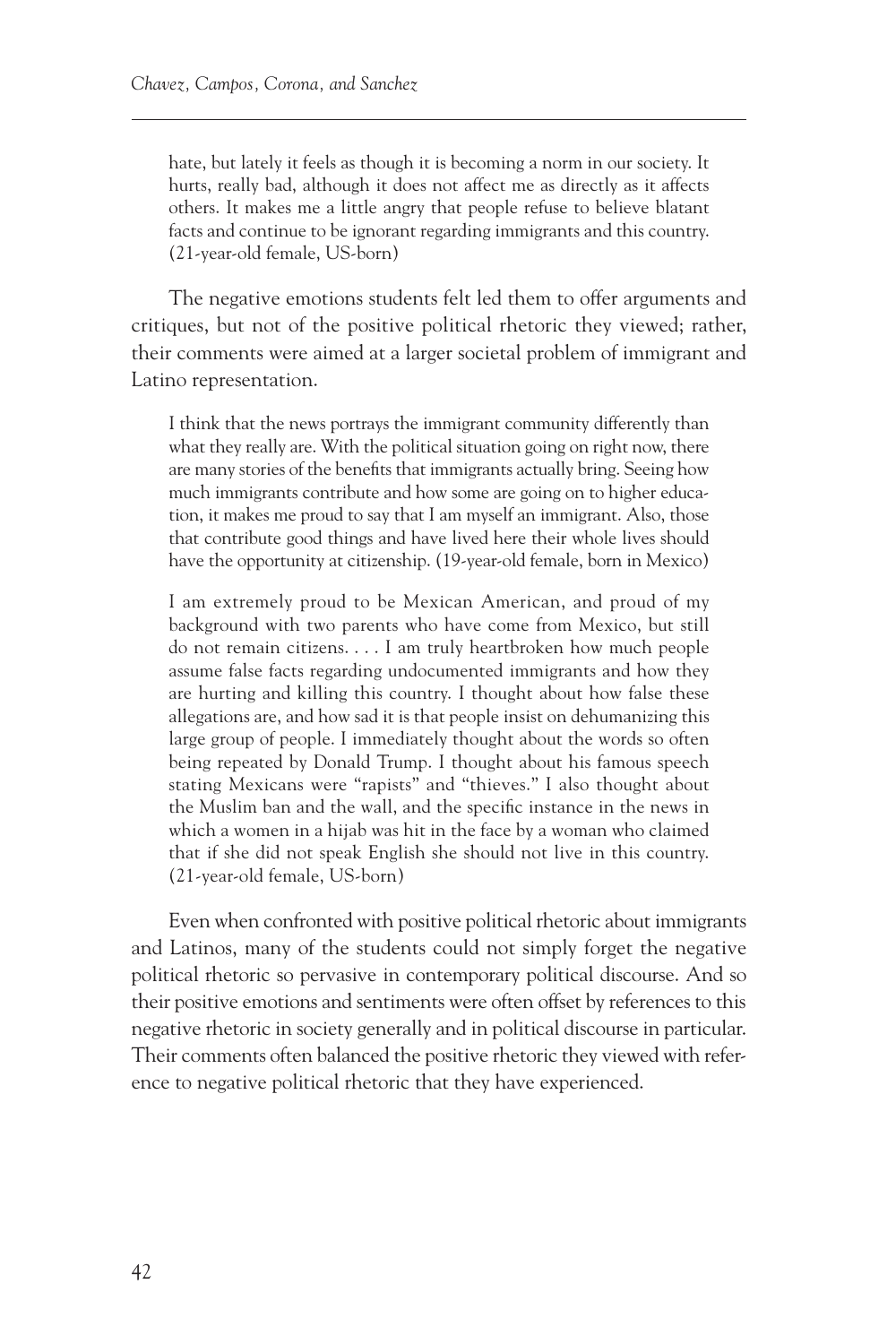> hate, but lately it feels as though it is becoming a norm in our society. It hurts, really bad, although it does not affect me as directly as it affects others. It makes me a little angry that people refuse to believe blatant facts and continue to be ignorant regarding immigrants and this country. (21-year-old female, US-born)

The negative emotions students felt led them to offer arguments and critiques, but not of the positive political rhetoric they viewed; rather, their comments were aimed at a larger societal problem of immigrant and Latino representation.

> I think that the news portrays the immigrant community differently than what they really are. With the political situation going on right now, there are many stories of the benefits that immigrants actually bring. Seeing how much immigrants contribute and how some are going on to higher education, it makes me proud to say that I am myself an immigrant. Also, those that contribute good things and have lived here their whole lives should have the opportunity at citizenship. (19-year-old female, born in Mexico)

> I am extremely proud to be Mexican American, and proud of my background with two parents who have come from Mexico, but still do not remain citizens. . . . I am truly heartbroken how much people assume false facts regarding undocumented immigrants and how they are hurting and killing this country. I thought about how false these allegations are, and how sad it is that people insist on dehumanizing this large group of people. I immediately thought about the words so often being repeated by Donald Trump. I thought about his famous speech stating Mexicans were "rapists" and "thieves." I also thought about the Muslim ban and the wall, and the specific instance in the news in which a women in a hijab was hit in the face by a woman who claimed that if she did not speak English she should not live in this country. (21-year-old female, US-born)

Even when confronted with positive political rhetoric about immigrants and Latinos, many of the students could not simply forget the negative political rhetoric so pervasive in contemporary political discourse. And so their positive emotions and sentiments were often offset by references to this negative rhetoric in society generally and in political discourse in particular. Their comments often balanced the positive rhetoric they viewed with reference to negative political rhetoric that they have experienced.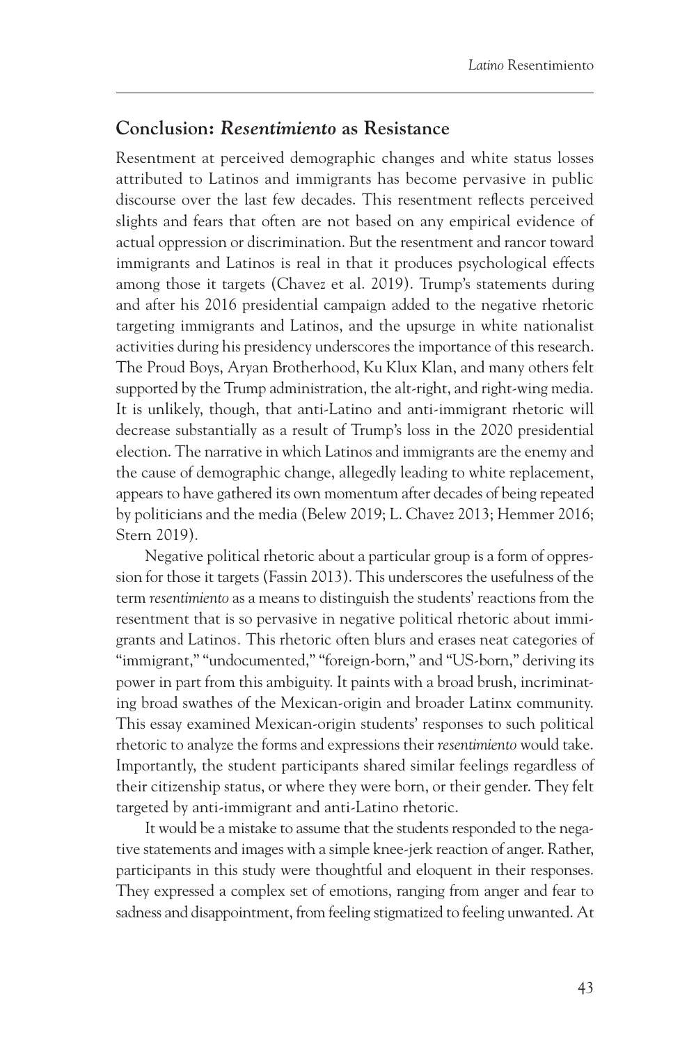## Conclusion: *Resentimiento* as Resistance

Resentment at perceived demographic changes and white status losses attributed to Latinos and immigrants has become pervasive in public discourse over the last few decades. This resentment reflects perceived slights and fears that often are not based on any empirical evidence of actual oppression or discrimination. But the resentment and rancor toward immigrants and Latinos is real in that it produces psychological effects among those it targets (Chavez et al. 2019). Trump's statements during and after his 2016 presidential campaign added to the negative rhetoric targeting immigrants and Latinos, and the upsurge in white nationalist activities during his presidency underscores the importance of this research. The Proud Boys, Aryan Brotherhood, Ku Klux Klan, and many others felt supported by the Trump administration, the alt-right, and right-wing media. It is unlikely, though, that anti-Latino and anti-immigrant rhetoric will decrease substantially as a result of Trump's loss in the 2020 presidential election. The narrative in which Latinos and immigrants are the enemy and the cause of demographic change, allegedly leading to white replacement, appears to have gathered its own momentum after decades of being repeated by politicians and the media (Belew 2019; L. Chavez 2013; Hemmer 2016; Stern 2019).

Negative political rhetoric about a particular group is a form of oppression for those it targets (Fassin 2013). This underscores the usefulness of the term *resentimiento* as a means to distinguish the students' reactions from the resentment that is so pervasive in negative political rhetoric about immigrants and Latinos. This rhetoric often blurs and erases neat categories of "immigrant," "undocumented," "foreign-born," and "US-born," deriving its power in part from this ambiguity. It paints with a broad brush, incriminating broad swathes of the Mexican-origin and broader Latinx community. This essay examined Mexican-origin students' responses to such political rhetoric to analyze the forms and expressions their *resentimiento* would take. Importantly, the student participants shared similar feelings regardless of their citizenship status, or where they were born, or their gender. They felt targeted by anti-immigrant and anti-Latino rhetoric.

It would be a mistake to assume that the students responded to the negative statements and images with a simple knee-jerk reaction of anger. Rather, participants in this study were thoughtful and eloquent in their responses. They expressed a complex set of emotions, ranging from anger and fear to sadness and disappointment, from feeling stigmatized to feeling unwanted. At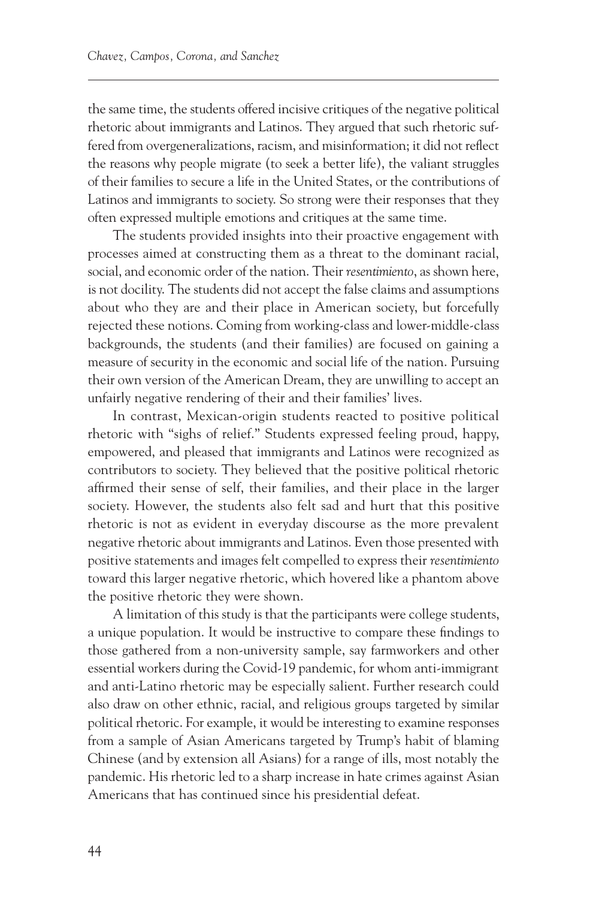the same time, the students offered incisive critiques of the negative political rhetoric about immigrants and Latinos. They argued that such rhetoric suffered from overgeneralizations, racism, and misinformation; it did not reflect the reasons why people migrate (to seek a better life), the valiant struggles of their families to secure a life in the United States, or the contributions of Latinos and immigrants to society. So strong were their responses that they often expressed multiple emotions and critiques at the same time.

The students provided insights into their proactive engagement with processes aimed at constructing them as a threat to the dominant racial, social, and economic order of the nation. Their *resentimiento*, as shown here, is not docility. The students did not accept the false claims and assumptions about who they are and their place in American society, but forcefully rejected these notions. Coming from working-class and lower-middle-class backgrounds, the students (and their families) are focused on gaining a measure of security in the economic and social life of the nation. Pursuing their own version of the American Dream, they are unwilling to accept an unfairly negative rendering of their and their families' lives.

In contrast, Mexican-origin students reacted to positive political rhetoric with "sighs of relief." Students expressed feeling proud, happy, empowered, and pleased that immigrants and Latinos were recognized as contributors to society. They believed that the positive political rhetoric affirmed their sense of self, their families, and their place in the larger society. However, the students also felt sad and hurt that this positive rhetoric is not as evident in everyday discourse as the more prevalent negative rhetoric about immigrants and Latinos. Even those presented with positive statements and images felt compelled to express their *resentimiento* toward this larger negative rhetoric, which hovered like a phantom above the positive rhetoric they were shown.

A limitation of this study is that the participants were college students, a unique population. It would be instructive to compare these findings to those gathered from a non-university sample, say farmworkers and other essential workers during the Covid-19 pandemic, for whom anti-immigrant and anti-Latino rhetoric may be especially salient. Further research could also draw on other ethnic, racial, and religious groups targeted by similar political rhetoric. For example, it would be interesting to examine responses from a sample of Asian Americans targeted by Trump's habit of blaming Chinese (and by extension all Asians) for a range of ills, most notably the pandemic. His rhetoric led to a sharp increase in hate crimes against Asian Americans that has continued since his presidential defeat.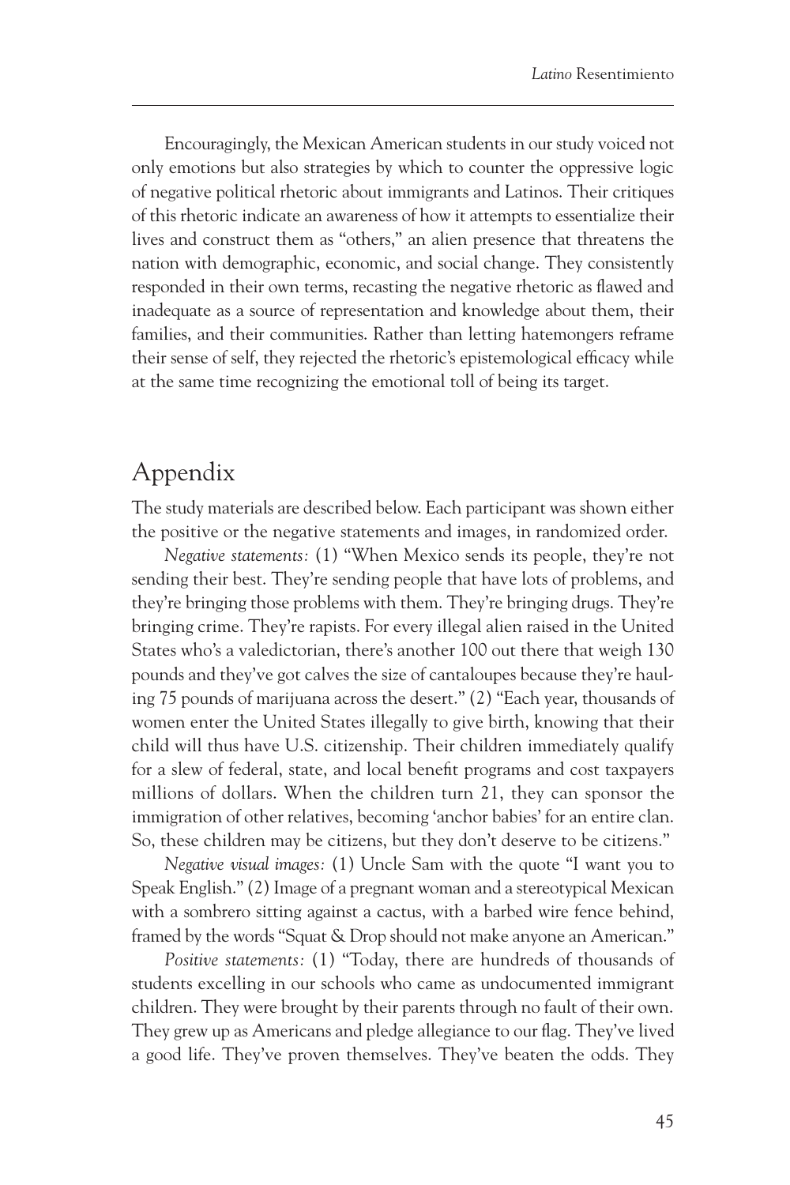Encouragingly, the Mexican American students in our study voiced not only emotions but also strategies by which to counter the oppressive logic of negative political rhetoric about immigrants and Latinos. Their critiques of this rhetoric indicate an awareness of how it attempts to essentialize their lives and construct them as "others," an alien presence that threatens the nation with demographic, economic, and social change. They consistently responded in their own terms, recasting the negative rhetoric as flawed and inadequate as a source of representation and knowledge about them, their families, and their communities. Rather than letting hatemongers reframe their sense of self, they rejected the rhetoric's epistemological efficacy while at the same time recognizing the emotional toll of being its target.

## Appendix

The study materials are described below. Each participant was shown either the positive or the negative statements and images, in randomized order.

*Negative statements:* (1) "When Mexico sends its people, they're not sending their best. They're sending people that have lots of problems, and they're bringing those problems with them. They're bringing drugs. They're bringing crime. They're rapists. For every illegal alien raised in the United States who's a valedictorian, there's another 100 out there that weigh 130 pounds and they've got calves the size of cantaloupes because they're hauling 75 pounds of marijuana across the desert." (2) "Each year, thousands of women enter the United States illegally to give birth, knowing that their child will thus have U.S. citizenship. Their children immediately qualify for a slew of federal, state, and local benefit programs and cost taxpayers millions of dollars. When the children turn 21, they can sponsor the immigration of other relatives, becoming 'anchor babies' for an entire clan. So, these children may be citizens, but they don't deserve to be citizens."

*Negative visual images:* (1) Uncle Sam with the quote "I want you to Speak English." (2) Image of a pregnant woman and a stereotypical Mexican with a sombrero sitting against a cactus, with a barbed wire fence behind, framed by the words "Squat & Drop should not make anyone an American."

*Positive statements:* (1) "Today, there are hundreds of thousands of students excelling in our schools who came as undocumented immigrant children. They were brought by their parents through no fault of their own. They grew up as Americans and pledge allegiance to our flag. They've lived a good life. They've proven themselves. They've beaten the odds. They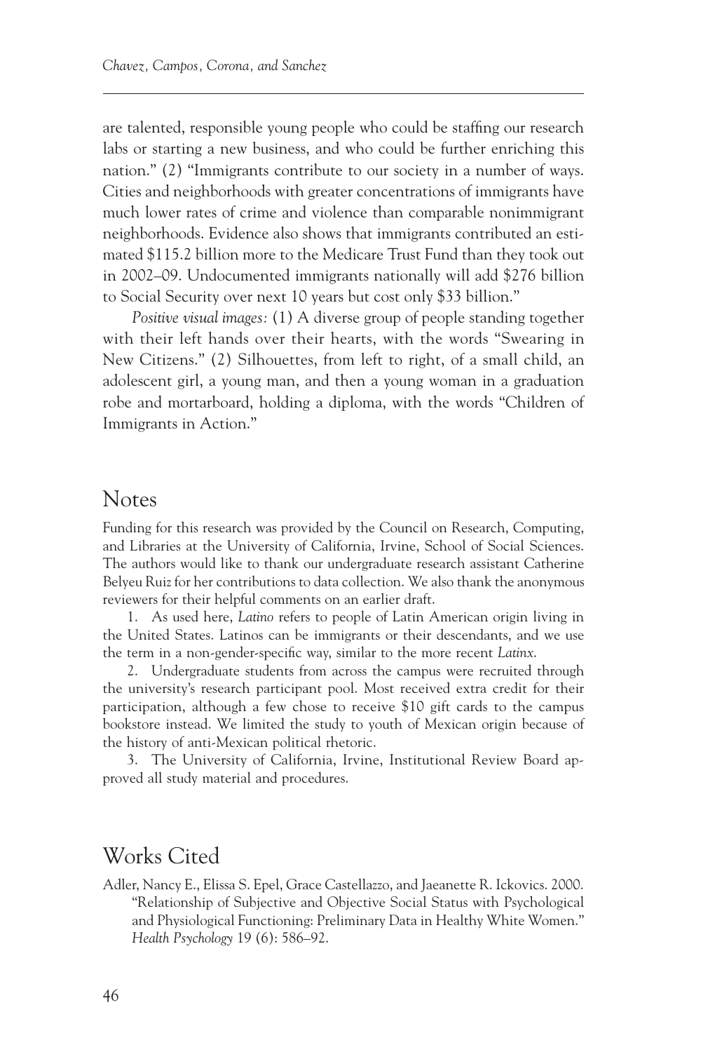are talented, responsible young people who could be staffing our research labs or starting a new business, and who could be further enriching this nation." (2) "Immigrants contribute to our society in a number of ways. Cities and neighborhoods with greater concentrations of immigrants have much lower rates of crime and violence than comparable nonimmigrant neighborhoods. Evidence also shows that immigrants contributed an estimated $115.2 billion more to the Medicare Trust Fund than they took out in 2002–09. Undocumented immigrants nationally will add $276 billion to Social Security over next 10 years but cost only $33 billion."

*Positive visual images:* (1) A diverse group of people standing together with their left hands over their hearts, with the words "Swearing in New Citizens." (2) Silhouettes, from left to right, of a small child, an adolescent girl, a young man, and then a young woman in a graduation robe and mortarboard, holding a diploma, with the words "Children of Immigrants in Action."

## Notes

Funding for this research was provided by the Council on Research, Computing, and Libraries at the University of California, Irvine, School of Social Sciences. The authors would like to thank our undergraduate research assistant Catherine Belyeu Ruiz for her contributions to data collection. We also thank the anonymous reviewers for their helpful comments on an earlier draft.

1. As used here, *Latino* refers to people of Latin American origin living in the United States. Latinos can be immigrants or their descendants, and we use the term in a non-gender-specific way, similar to the more recent *Latinx*.

2. Undergraduate students from across the campus were recruited through the university's research participant pool. Most received extra credit for their participation, although a few chose to receive $10 gift cards to the campus bookstore instead. We limited the study to youth of Mexican origin because of the history of anti-Mexican political rhetoric.

3. The University of California, Irvine, Institutional Review Board approved all study material and procedures.

## Works Cited

Adler, Nancy E., Elissa S. Epel, Grace Castellazzo, and Jaeanette R. Ickovics. 2000. "Relationship of Subjective and Objective Social Status with Psychological and Physiological Functioning: Preliminary Data in Healthy White Women." *Health Psychology* 19 (6): 586–92.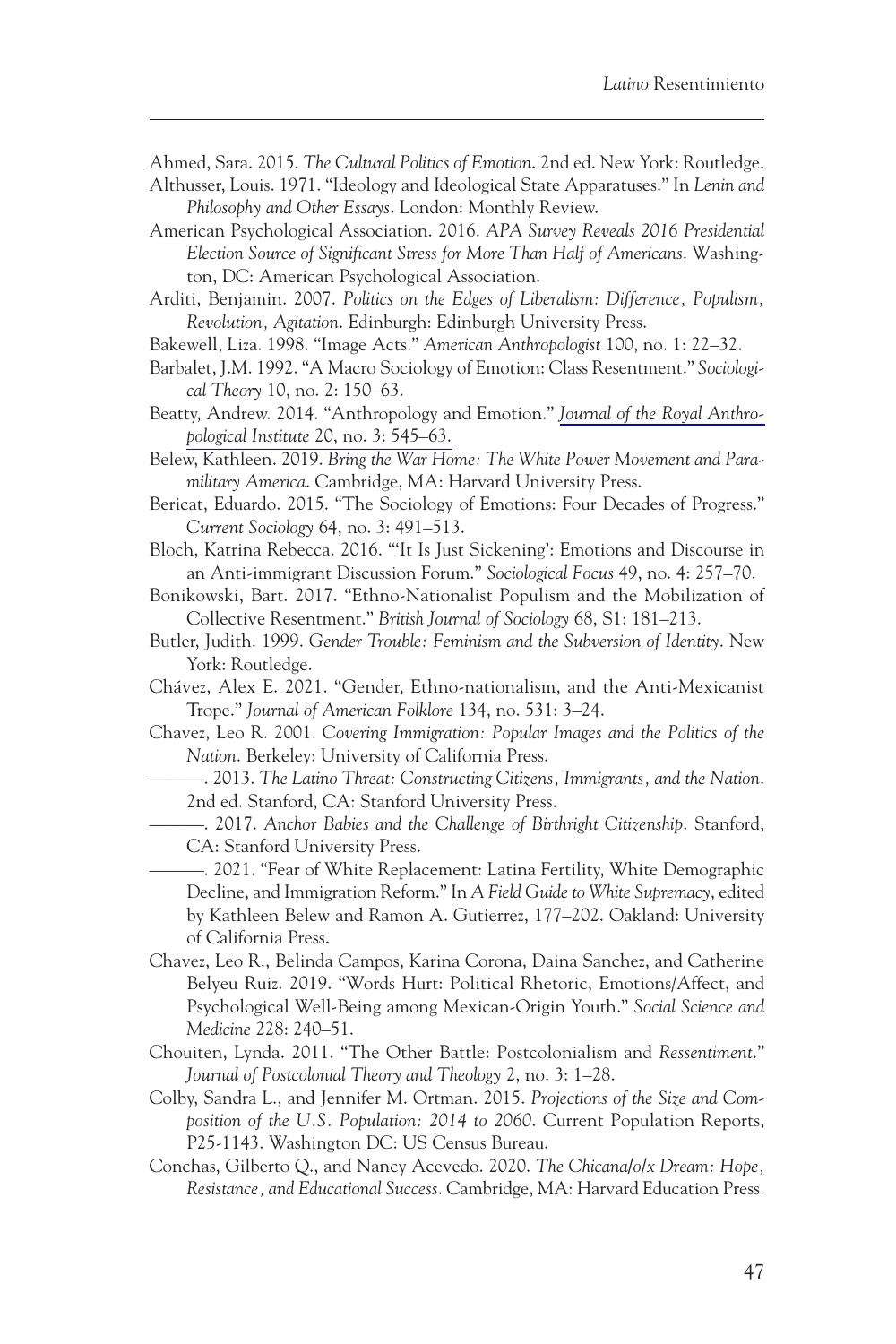Ahmed, Sara. 2015. *The Cultural Politics of Emotion*. 2nd ed. New York: Routledge.

Althusser, Louis. 1971. "Ideology and Ideological State Apparatuses." In *Lenin and Philosophy and Other Essays*. London: Monthly Review.

American Psychological Association. 2016. *APA Survey Reveals 2016 Presidential Election Source of Significant Stress for More Than Half of Americans*. Washington, DC: American Psychological Association.

Arditi, Benjamin. 2007. *Politics on the Edges of Liberalism: Difference, Populism, Revolution, Agitation*. Edinburgh: Edinburgh University Press.

Bakewell, Liza. 1998. "Image Acts." *American Anthropologist* 100, no. 1: 22–32.

Barbalet, J.M. 1992. "A Macro Sociology of Emotion: Class Resentment." *Sociological Theory* 10, no. 2: 150–63.

Beatty, Andrew. 2014. "Anthropology and Emotion." *Journal of the Royal Anthropological Institute* 20, no. 3: 545–63.

Belew, Kathleen. 2019. *Bring the War Home: The White Power Movement and Paramilitary America*. Cambridge, MA: Harvard University Press.

Bericat, Eduardo. 2015. "The Sociology of Emotions: Four Decades of Progress." *Current Sociology* 64, no. 3: 491–513.

Bloch, Katrina Rebecca. 2016. "'It Is Just Sickening': Emotions and Discourse in an Anti-immigrant Discussion Forum." *Sociological Focus* 49, no. 4: 257–70.

Bonikowski, Bart. 2017. "Ethno-Nationalist Populism and the Mobilization of Collective Resentment." *British Journal of Sociology* 68, S1: 181–213.

Butler, Judith. 1999. *Gender Trouble: Feminism and the Subversion of Identity*. New York: Routledge.

Chávez, Alex E. 2021. "Gender, Ethno-nationalism, and the Anti-Mexicanist Trope." *Journal of American Folklore* 134, no. 531: 3–24.

Chavez, Leo R. 2001. *Covering Immigration: Popular Images and the Politics of the Nation*. Berkeley: University of California Press.

———. 2013. *The Latino Threat: Constructing Citizens, Immigrants, and the Nation*. 2nd ed. Stanford, CA: Stanford University Press.

———. 2017. *Anchor Babies and the Challenge of Birthright Citizenship*. Stanford, CA: Stanford University Press.

———. 2021. "Fear of White Replacement: Latina Fertility, White Demographic Decline, and Immigration Reform." In *A Field Guide to White Supremacy*, edited by Kathleen Belew and Ramon A. Gutierrez, 177–202. Oakland: University of California Press.

Chavez, Leo R., Belinda Campos, Karina Corona, Daina Sanchez, and Catherine Belyeu Ruiz. 2019. "Words Hurt: Political Rhetoric, Emotions/Affect, and Psychological Well-Being among Mexican-Origin Youth." *Social Science and Medicine* 228: 240–51.

Chouiten, Lynda. 2011. "The Other Battle: Postcolonialism and *Ressentiment*." *Journal of Postcolonial Theory and Theology* 2, no. 3: 1–28.

Colby, Sandra L., and Jennifer M. Ortman. 2015. *Projections of the Size and Composition of the U.S. Population: 2014 to 2060*. Current Population Reports, P25-1143. Washington DC: US Census Bureau.

Conchas, Gilberto Q., and Nancy Acevedo. 2020. *The Chicana/o/x Dream: Hope, Resistance, and Educational Success*. Cambridge, MA: Harvard Education Press.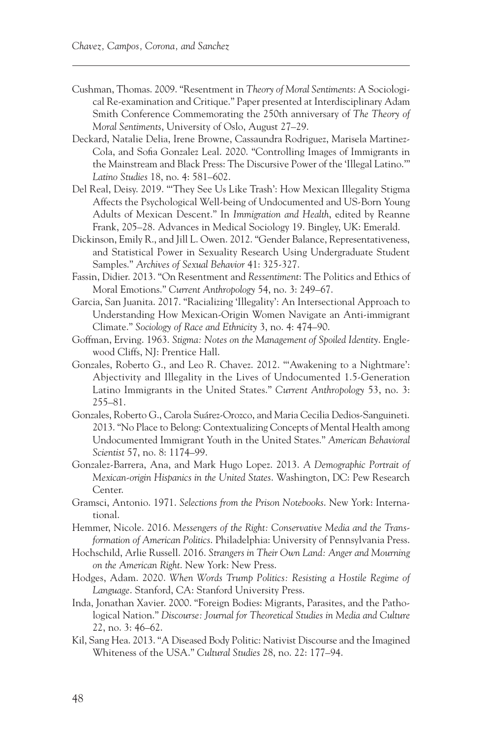Cushman, Thomas. 2009. "Resentment in *Theory of Moral Sentiments*: A Sociological Re-examination and Critique." Paper presented at Interdisciplinary Adam Smith Conference Commemorating the 250th anniversary of *The Theory of Moral Sentiments*, University of Oslo, August 27–29.

Deckard, Natalie Delia, Irene Browne, Cassaundra Rodriguez, Marisela Martinez-Cola, and Sofia Gonzalez Leal. 2020. "Controlling Images of Immigrants in the Mainstream and Black Press: The Discursive Power of the 'Illegal Latino.'" *Latino Studies* 18, no. 4: 581–602.

Del Real, Deisy. 2019. "'They See Us Like Trash': How Mexican Illegality Stigma Affects the Psychological Well-being of Undocumented and US-Born Young Adults of Mexican Descent." In *Immigration and Health*, edited by Reanne Frank, 205–28. Advances in Medical Sociology 19. Bingley, UK: Emerald.

Dickinson, Emily R., and Jill L. Owen. 2012. "Gender Balance, Representativeness, and Statistical Power in Sexuality Research Using Undergraduate Student Samples." *Archives of Sexual Behavior* 41: 325-327.

Fassin, Didier. 2013. "On Resentment and *Ressentiment*: The Politics and Ethics of Moral Emotions." *Current Anthropology* 54, no. 3: 249–67.

Garcia, San Juanita. 2017. "Racializing 'Illegality': An Intersectional Approach to Understanding How Mexican-Origin Women Navigate an Anti-immigrant Climate." *Sociology of Race and Ethnicity* 3, no. 4: 474–90.

Goffman, Erving. 1963. *Stigma: Notes on the Management of Spoiled Identity*. Englewood Cliffs, NJ: Prentice Hall.

Gonzales, Roberto G., and Leo R. Chavez. 2012. "'Awakening to a Nightmare': Abjectivity and Illegality in the Lives of Undocumented 1.5-Generation Latino Immigrants in the United States." *Current Anthropology* 53, no. 3: 255–81.

Gonzales, Roberto G., Carola Suárez-Orozco, and Maria Cecilia Dedios-Sanguineti. 2013. "No Place to Belong: Contextualizing Concepts of Mental Health among Undocumented Immigrant Youth in the United States." *American Behavioral Scientist* 57, no. 8: 1174–99.

Gonzalez-Barrera, Ana, and Mark Hugo Lopez. 2013. *A Demographic Portrait of Mexican-origin Hispanics in the United States*. Washington, DC: Pew Research Center.

Gramsci, Antonio. 1971. *Selections from the Prison Notebooks*. New York: International.

Hemmer, Nicole. 2016. *Messengers of the Right: Conservative Media and the Transformation of American Politics*. Philadelphia: University of Pennsylvania Press.

Hochschild, Arlie Russell. 2016. *Strangers in Their Own Land: Anger and Mourning on the American Right*. New York: New Press.

Hodges, Adam. 2020. *When Words Trump Politics: Resisting a Hostile Regime of Language*. Stanford, CA: Stanford University Press.

Inda, Jonathan Xavier. 2000. "Foreign Bodies: Migrants, Parasites, and the Pathological Nation." *Discourse: Journal for Theoretical Studies in Media and Culture* 22, no. 3: 46–62.

Kil, Sang Hea. 2013. "A Diseased Body Politic: Nativist Discourse and the Imagined Whiteness of the USA." *Cultural Studies* 28, no. 22: 177–94.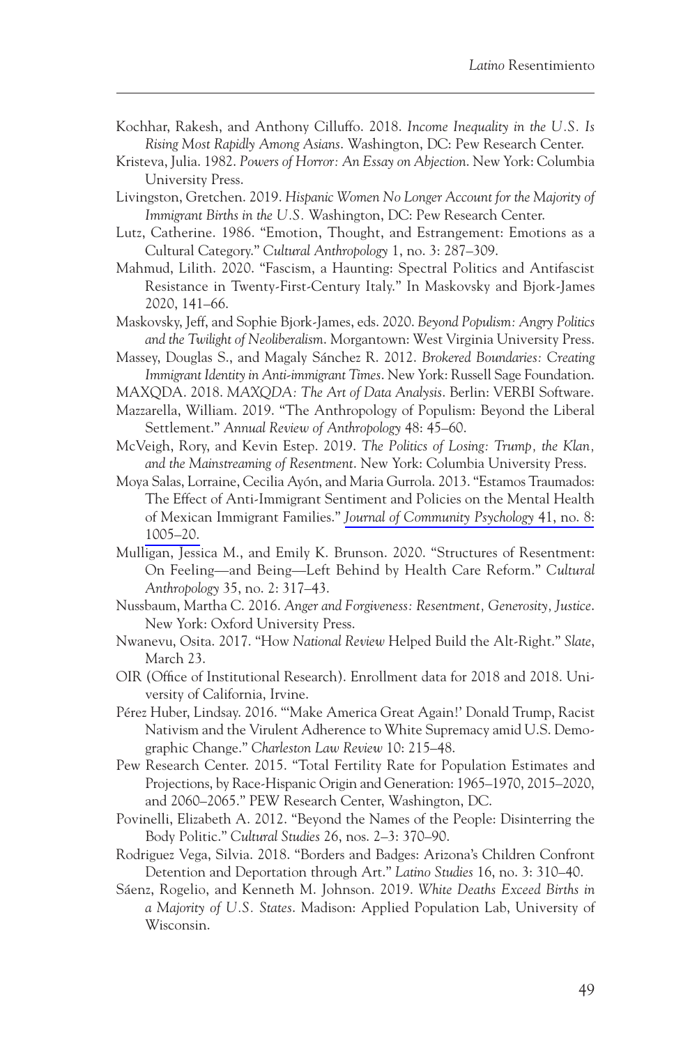Kochhar, Rakesh, and Anthony Cilluffo. 2018. *Income Inequality in the U.S. Is Rising Most Rapidly Among Asians*. Washington, DC: Pew Research Center.

Kristeva, Julia. 1982. *Powers of Horror: An Essay on Abjection*. New York: Columbia University Press.

Livingston, Gretchen. 2019. *Hispanic Women No Longer Account for the Majority of Immigrant Births in the U.S.* Washington, DC: Pew Research Center.

Lutz, Catherine. 1986. "Emotion, Thought, and Estrangement: Emotions as a Cultural Category." *Cultural Anthropology* 1, no. 3: 287–309.

Mahmud, Lilith. 2020. "Fascism, a Haunting: Spectral Politics and Antifascist Resistance in Twenty-First-Century Italy." In Maskovsky and Bjork-James 2020, 141–66.

Maskovsky, Jeff, and Sophie Bjork-James, eds. 2020. *Beyond Populism: Angry Politics and the Twilight of Neoliberalism*. Morgantown: West Virginia University Press.

Massey, Douglas S., and Magaly Sánchez R. 2012. *Brokered Boundaries: Creating Immigrant Identity in Anti-immigrant Times*. New York: Russell Sage Foundation.

MAXQDA. 2018. *MAXQDA: The Art of Data Analysis*. Berlin: VERBI Software.

Mazzarella, William. 2019. "The Anthropology of Populism: Beyond the Liberal Settlement." *Annual Review of Anthropology* 48: 45–60.

McVeigh, Rory, and Kevin Estep. 2019. *The Politics of Losing: Trump, the Klan, and the Mainstreaming of Resentment*. New York: Columbia University Press.

Moya Salas, Lorraine, Cecilia Ayón, and Maria Gurrola. 2013. "Estamos Traumados: The Effect of Anti-Immigrant Sentiment and Policies on the Mental Health of Mexican Immigrant Families." *Journal of Community Psychology* 41, no. 8: 1005–20.

Mulligan, Jessica M., and Emily K. Brunson. 2020. "Structures of Resentment: On Feeling—and Being—Left Behind by Health Care Reform." *Cultural Anthropology* 35, no. 2: 317–43.

Nussbaum, Martha C. 2016. *Anger and Forgiveness: Resentment, Generosity, Justice*. New York: Oxford University Press.

Nwanevu, Osita. 2017. "How *National Review* Helped Build the Alt-Right." *Slate*, March 23.

OIR (Office of Institutional Research). Enrollment data for 2018 and 2018. University of California, Irvine.

Pérez Huber, Lindsay. 2016. "'Make America Great Again!' Donald Trump, Racist Nativism and the Virulent Adherence to White Supremacy amid U.S. Demographic Change." *Charleston Law Review* 10: 215–48.

Pew Research Center. 2015. "Total Fertility Rate for Population Estimates and Projections, by Race-Hispanic Origin and Generation: 1965–1970, 2015–2020, and 2060–2065." PEW Research Center, Washington, DC.

Povinelli, Elizabeth A. 2012. "Beyond the Names of the People: Disinterring the Body Politic." *Cultural Studies* 26, nos. 2–3: 370–90.

Rodriguez Vega, Silvia. 2018. "Borders and Badges: Arizona's Children Confront Detention and Deportation through Art." *Latino Studies* 16, no. 3: 310–40.

Sáenz, Rogelio, and Kenneth M. Johnson. 2019. *White Deaths Exceed Births in a Majority of U.S. States*. Madison: Applied Population Lab, University of Wisconsin.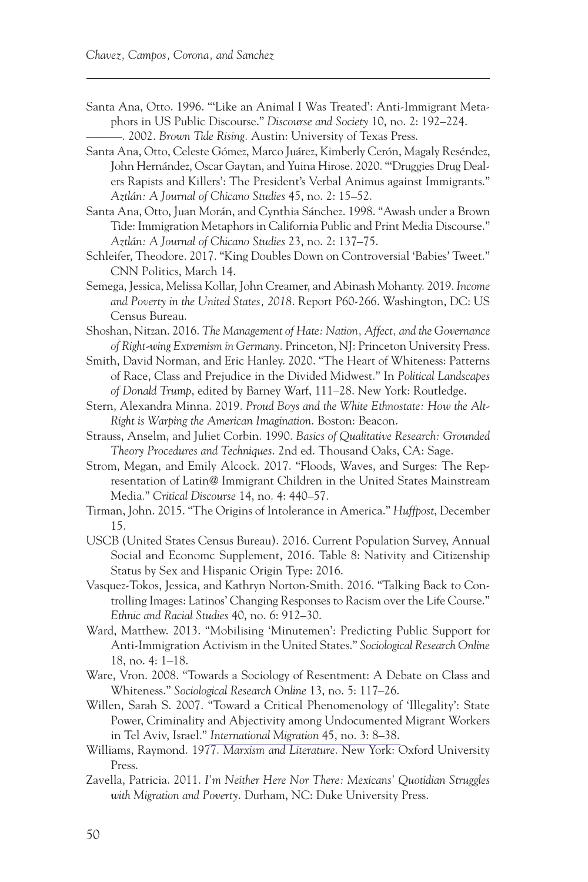Santa Ana, Otto. 1996. "'Like an Animal I Was Treated': Anti-Immigrant Metaphors in US Public Discourse." *Discourse and Society* 10, no. 2: 192–224.

———. 2002. *Brown Tide Rising*. Austin: University of Texas Press.

Santa Ana, Otto, Celeste Gómez, Marco Juárez, Kimberly Cerón, Magaly Reséndez, John Hernández, Oscar Gaytan, and Yuina Hirose. 2020. "'Druggies Drug Dealers Rapists and Killers': The President's Verbal Animus against Immigrants." *Aztlán: A Journal of Chicano Studies* 45, no. 2: 15–52.

Santa Ana, Otto, Juan Morán, and Cynthia Sánchez. 1998. "Awash under a Brown Tide: Immigration Metaphors in California Public and Print Media Discourse." *Aztlán: A Journal of Chicano Studies* 23, no. 2: 137–75.

Schleifer, Theodore. 2017. "King Doubles Down on Controversial 'Babies' Tweet." CNN Politics, March 14.

Semega, Jessica, Melissa Kollar, John Creamer, and Abinash Mohanty. 2019. *Income and Poverty in the United States, 2018*. Report P60-266. Washington, DC: US Census Bureau.

Shoshan, Nitzan. 2016. *The Management of Hate: Nation, Affect, and the Governance of Right-wing Extremism in Germany*. Princeton, NJ: Princeton University Press.

Smith, David Norman, and Eric Hanley. 2020. "The Heart of Whiteness: Patterns of Race, Class and Prejudice in the Divided Midwest." In *Political Landscapes of Donald Trump*, edited by Barney Warf, 111–28. New York: Routledge.

Stern, Alexandra Minna. 2019. *Proud Boys and the White Ethnostate: How the Alt-Right is Warping the American Imagination*. Boston: Beacon.

Strauss, Anselm, and Juliet Corbin. 1990. *Basics of Qualitative Research: Grounded Theory Procedures and Techniques*. 2nd ed. Thousand Oaks, CA: Sage.

Strom, Megan, and Emily Alcock. 2017. "Floods, Waves, and Surges: The Representation of Latin@ Immigrant Children in the United States Mainstream Media." *Critical Discourse* 14, no. 4: 440–57.

Tirman, John. 2015. "The Origins of Intolerance in America." *Huffpost*, December 15.

USCB (United States Census Bureau). 2016. Current Population Survey, Annual Social and Economc Supplement, 2016. Table 8: Nativity and Citizenship Status by Sex and Hispanic Origin Type: 2016.

Vasquez-Tokos, Jessica, and Kathryn Norton-Smith. 2016. "Talking Back to Controlling Images: Latinos' Changing Responses to Racism over the Life Course." *Ethnic and Racial Studies* 40, no. 6: 912–30.

Ward, Matthew. 2013. "Mobilising 'Minutemen': Predicting Public Support for Anti-Immigration Activism in the United States." *Sociological Research Online* 18, no. 4: 1–18.

Ware, Vron. 2008. "Towards a Sociology of Resentment: A Debate on Class and Whiteness." *Sociological Research Online* 13, no. 5: 117–26.

Willen, Sarah S. 2007. "Toward a Critical Phenomenology of 'Illegality': State Power, Criminality and Abjectivity among Undocumented Migrant Workers in Tel Aviv, Israel." *International Migration* 45, no. 3: 8–38.

Williams, Raymond. 1977. *Marxism and Literature*. New York: Oxford University Press.

Zavella, Patricia. 2011. *I'm Neither Here Nor There: Mexicans' Quotidian Struggles with Migration and Poverty*. Durham, NC: Duke University Press.